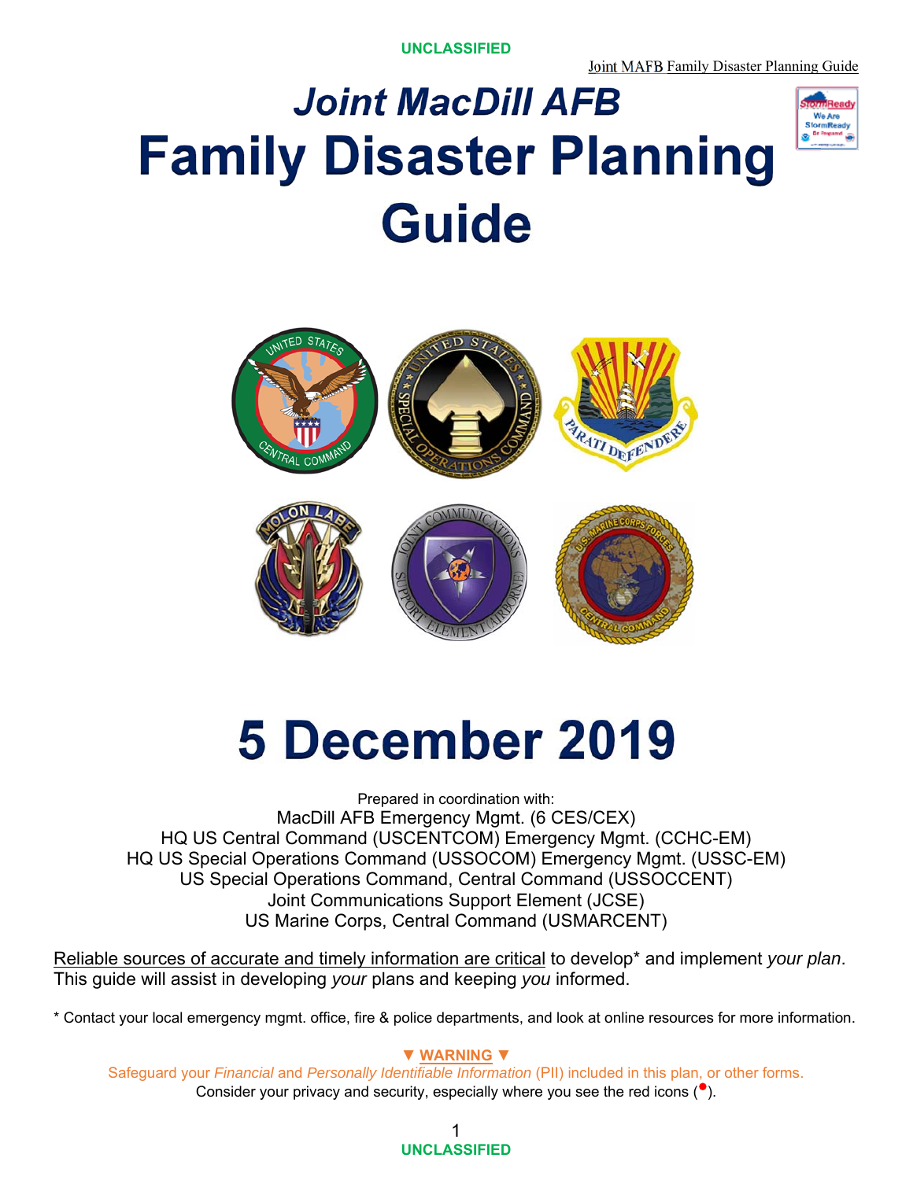# Joint MacDill AFB

# Family Disaster Planning Guide

# 5 December 2019

Prepared in coordination with:
MacDill AFB Emergency Mgmt. (6 CES/CEX)
HQ US Central Command (USCENTCOM) Emergency Mgmt. (CCHC-EM)
HQ US Special Operations Command (USSOCOM) Emergency Mgmt. (USSC-EM)
US Special Operations Command, Central Command (USSOCCENT)
Joint Communications Support Element (JCSE)
US Marine Corps, Central Command (USMARCENT)

Reliable sources of accurate and timely information are critical to develop* and implement *your plan*. This guide will assist in developing *your* plans and keeping *you* informed.

* Contact your local emergency mgmt. office, fire & police departments, and look at online resources for more information.

▼ **WARNING** ▼

Safeguard your *Financial* and *Personally Identifiable Information* (PII) included in this plan, or other forms.
Consider your privacy and security, especially where you see the red icons (●).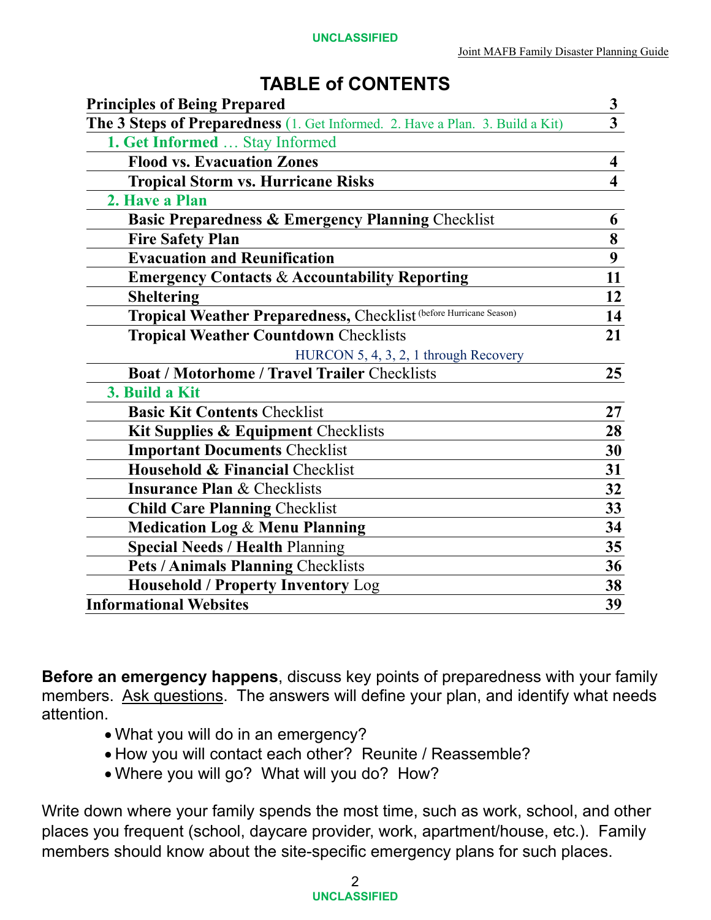# TABLE of CONTENTS

| | |
|---|---|
| **Principles of Being Prepared** | **3** |
| **The 3 Steps of Preparedness** (1. Get Informed. 2. Have a Plan. 3. Build a Kit) | **3** |
| **1. Get Informed** … Stay Informed | |
| **Flood vs. Evacuation Zones** | **4** |
| **Tropical Storm vs. Hurricane Risks** | **4** |
| **2. Have a Plan** | |
| **Basic Preparedness & Emergency Planning** Checklist | **6** |
| **Fire Safety Plan** | **8** |
| **Evacuation and Reunification** | **9** |
| **Emergency Contacts & Accountability Reporting** | **11** |
| **Sheltering** | **12** |
| **Tropical Weather Preparedness,** Checklist (before Hurricane Season) | **14** |
| **Tropical Weather Countdown** Checklists HURCON 5, 4, 3, 2, 1 through Recovery | **21** |
| **Boat / Motorhome / Travel Trailer** Checklists | **25** |
| **3. Build a Kit** | |
| **Basic Kit Contents** Checklist | **27** |
| **Kit Supplies & Equipment** Checklists | **28** |
| **Important Documents** Checklist | **30** |
| **Household & Financial** Checklist | **31** |
| **Insurance Plan** & Checklists | **32** |
| **Child Care Planning** Checklist | **33** |
| **Medication Log & Menu Planning** | **34** |
| **Special Needs / Health** Planning | **35** |
| **Pets / Animals Planning** Checklists | **36** |
| **Household / Property Inventory** Log | **38** |
| **Informational Websites** | **39** |

**Before an emergency happens**, discuss key points of preparedness with your family members. Ask questions. The answers will define your plan, and identify what needs attention.

- What you will do in an emergency?
- How you will contact each other? Reunite / Reassemble?
- Where you will go? What will you do? How?

Write down where your family spends the most time, such as work, school, and other places you frequent (school, daycare provider, work, apartment/house, etc.). Family members should know about the site-specific emergency plans for such places.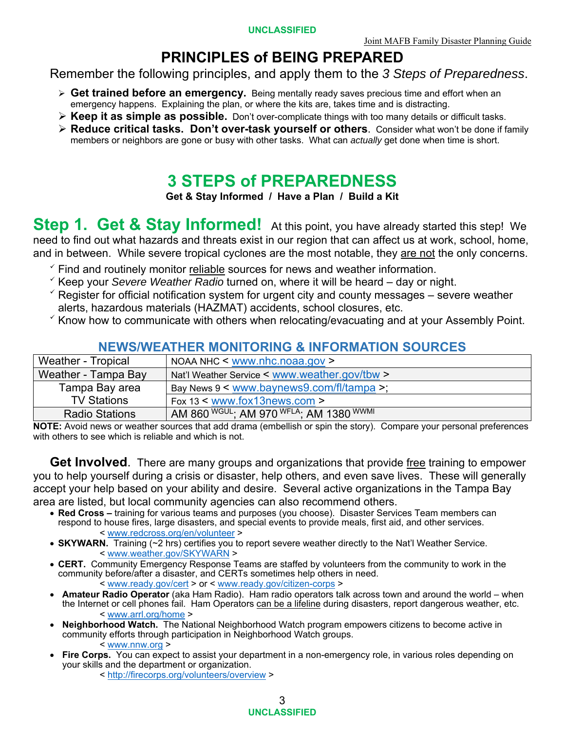# PRINCIPLES of BEING PREPARED

Remember the following principles, and apply them to the *3 Steps of Preparedness*.

- **Get trained before an emergency.** Being mentally ready saves precious time and effort when an emergency happens. Explaining the plan, or where the kits are, takes time and is distracting.
- **Keep it as simple as possible.** Don't over-complicate things with too many details or difficult tasks.
- **Reduce critical tasks. Don't over-task yourself or others**. Consider what won't be done if family members or neighbors are gone or busy with other tasks. What can *actually* get done when time is short.

# 3 STEPS of PREPAREDNESS

**Get & Stay Informed / Have a Plan / Build a Kit**

## Step 1. Get & Stay Informed!

At this point, you have already started this step! We need to find out what hazards and threats exist in our region that can affect us at work, school, home, and in between. While severe tropical cyclones are the most notable, they are not the only concerns.

- ✓ Find and routinely monitor reliable sources for news and weather information.
- ✓ Keep your *Severe Weather Radio* turned on, where it will be heard – day or night.
- ✓ Register for official notification system for urgent city and county messages – severe weather alerts, hazardous materials (HAZMAT) accidents, school closures, etc.
- ✓ Know how to communicate with others when relocating/evacuating and at your Assembly Point.

### NEWS/WEATHER MONITORING & INFORMATION SOURCES

| | |
|---|---|
| Weather - Tropical | NOAA NHC < www.nhc.noaa.gov > |
| Weather - Tampa Bay | Nat'l Weather Service < www.weather.gov/tbw > |
| Tampa Bay area TV Stations | Bay News 9 < www.baynews9.com/fl/tampa >; |
| | Fox 13 < www.fox13news.com > |
| Radio Stations | AM 860 WGUL; AM 970 WFLA; AM 1380 WWMI |

**NOTE:** Avoid news or weather sources that add drama (embellish or spin the story). Compare your personal preferences with others to see which is reliable and which is not.

**Get Involved**. There are many groups and organizations that provide free training to empower you to help yourself during a crisis or disaster, help others, and even save lives. These will generally accept your help based on your ability and desire. Several active organizations in the Tampa Bay area are listed, but local community agencies can also recommend others.

- **Red Cross –** training for various teams and purposes (you choose). Disaster Services Team members can respond to house fires, large disasters, and special events to provide meals, first aid, and other services. < www.redcross.org/en/volunteer >
- **SKYWARN.** Training (~2 hrs) certifies you to report severe weather directly to the Nat'l Weather Service. < www.weather.gov/SKYWARN >
- **CERT.** Community Emergency Response Teams are staffed by volunteers from the community to work in the community before/after a disaster, and CERTs sometimes help others in need. < www.ready.gov/cert > or < www.ready.gov/citizen-corps >
- **Amateur Radio Operator** (aka Ham Radio). Ham radio operators talk across town and around the world – when the Internet or cell phones fail. Ham Operators can be a lifeline during disasters, report dangerous weather, etc. < www.arrl.org/home >
- **Neighborhood Watch.** The National Neighborhood Watch program empowers citizens to become active in community efforts through participation in Neighborhood Watch groups. < www.nnw.org >
- **Fire Corps.** You can expect to assist your department in a non-emergency role, in various roles depending on your skills and the department or organization. < http://firecorps.org/volunteers/overview >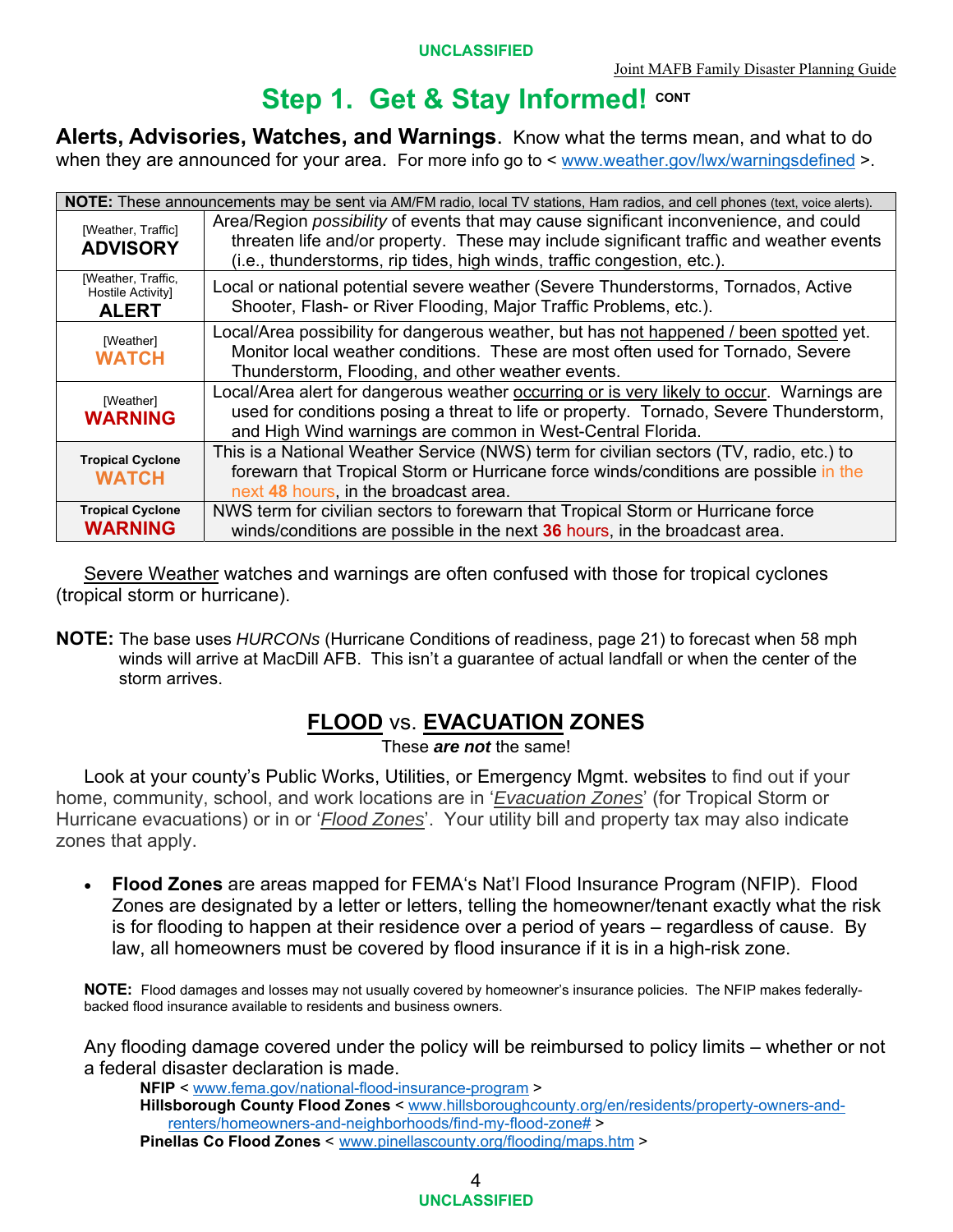# Step 1. Get & Stay Informed! CONT

**Alerts, Advisories, Watches, and Warnings**. Know what the terms mean, and what to do when they are announced for your area. For more info go to < www.weather.gov/lwx/warningsdefined >.

| **NOTE:** These announcements may be sent via AM/FM radio, local TV stations, Ham radios, and cell phones (text, voice alerts). | |
|---|---|
| [Weather, Traffic] **ADVISORY** | Area/Region *possibility* of events that may cause significant inconvenience, and could threaten life and/or property. These may include significant traffic and weather events (i.e., thunderstorms, rip tides, high winds, traffic congestion, etc.). |
| [Weather, Traffic, Hostile Activity] **ALERT** | Local or national potential severe weather (Severe Thunderstorms, Tornados, Active Shooter, Flash- or River Flooding, Major Traffic Problems, etc.). |
| [Weather] **WATCH** | Local/Area possibility for dangerous weather, but has not happened / been spotted yet. Monitor local weather conditions. These are most often used for Tornado, Severe Thunderstorm, Flooding, and other weather events. |
| [Weather] **WARNING** | Local/Area alert for dangerous weather occurring or is very likely to occur. Warnings are used for conditions posing a threat to life or property. Tornado, Severe Thunderstorm, and High Wind warnings are common in West-Central Florida. |
| **Tropical Cyclone WATCH** | This is a National Weather Service (NWS) term for civilian sectors (TV, radio, etc.) to forewarn that Tropical Storm or Hurricane force winds/conditions are possible in the next **48** hours, in the broadcast area. |
| **Tropical Cyclone WARNING** | NWS term for civilian sectors to forewarn that Tropical Storm or Hurricane force winds/conditions are possible in the next **36** hours, in the broadcast area. |

Severe Weather watches and warnings are often confused with those for tropical cyclones (tropical storm or hurricane).

**NOTE:** The base uses *HURCONs* (Hurricane Conditions of readiness, page 21) to forecast when 58 mph winds will arrive at MacDill AFB. This isn't a guarantee of actual landfall or when the center of the storm arrives.

## FLOOD vs. EVACUATION ZONES

These ***are not*** the same!

Look at your county's Public Works, Utilities, or Emergency Mgmt. websites to find out if your home, community, school, and work locations are in '*Evacuation Zones*' (for Tropical Storm or Hurricane evacuations) or in or '*Flood Zones*'. Your utility bill and property tax may also indicate zones that apply.

- **Flood Zones** are areas mapped for FEMA's Nat'l Flood Insurance Program (NFIP). Flood Zones are designated by a letter or letters, telling the homeowner/tenant exactly what the risk is for flooding to happen at their residence over a period of years – regardless of cause. By law, all homeowners must be covered by flood insurance if it is in a high-risk zone.

**NOTE:** Flood damages and losses may not usually covered by homeowner's insurance policies. The NFIP makes federally-backed flood insurance available to residents and business owners.

Any flooding damage covered under the policy will be reimbursed to policy limits – whether or not a federal disaster declaration is made.

**NFIP** < www.fema.gov/national-flood-insurance-program >
**Hillsborough County Flood Zones** < www.hillsboroughcounty.org/en/residents/property-owners-and-renters/homeowners-and-neighborhoods/find-my-flood-zone# >
**Pinellas Co Flood Zones** < www.pinellascounty.org/flooding/maps.htm >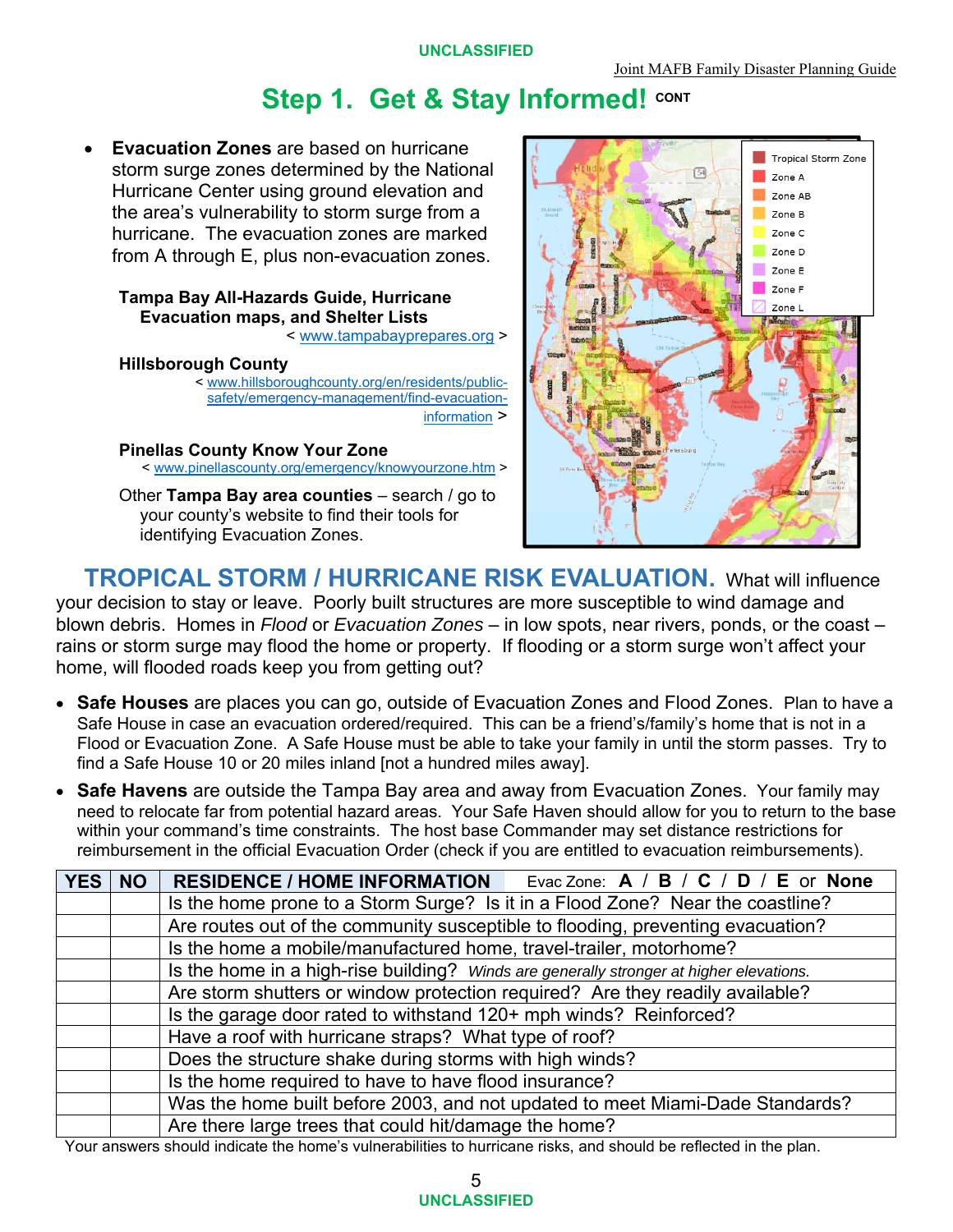## Step 1. Get & Stay Informed! CONT

- **Evacuation Zones** are based on hurricane storm surge zones determined by the National Hurricane Center using ground elevation and the area's vulnerability to storm surge from a hurricane. The evacuation zones are marked from A through E, plus non-evacuation zones.

**Tampa Bay All-Hazards Guide, Hurricane Evacuation maps, and Shelter Lists**
< www.tampabayprepares.org >

**Hillsborough County**
< www.hillsboroughcounty.org/en/residents/public-safety/emergency-management/find-evacuation-information >

**Pinellas County Know Your Zone**
< www.pinellascounty.org/emergency/knowyourzone.htm >

Other **Tampa Bay area counties** – search / go to your county's website to find their tools for identifying Evacuation Zones.

Tropical Storm Zone
Zone A
Zone AB
Zone B
Zone C
Zone D
Zone E
Zone F
Zone L

## TROPICAL STORM / HURRICANE RISK EVALUATION.

What will influence your decision to stay or leave. Poorly built structures are more susceptible to wind damage and blown debris. Homes in *Flood* or *Evacuation Zones* – in low spots, near rivers, ponds, or the coast – rains or storm surge may flood the home or property. If flooding or a storm surge won't affect your home, will flooded roads keep you from getting out?

- **Safe Houses** are places you can go, outside of Evacuation Zones and Flood Zones. Plan to have a Safe House in case an evacuation ordered/required. This can be a friend's/family's home that is not in a Flood or Evacuation Zone. A Safe House must be able to take your family in until the storm passes. Try to find a Safe House 10 or 20 miles inland [not a hundred miles away].
- **Safe Havens** are outside the Tampa Bay area and away from Evacuation Zones. Your family may need to relocate far from potential hazard areas. Your Safe Haven should allow for you to return to the base within your command's time constraints. The host base Commander may set distance restrictions for reimbursement in the official Evacuation Order (check if you are entitled to evacuation reimbursements).

| YES | NO | RESIDENCE / HOME INFORMATION &nbsp;&nbsp; Evac Zone: **A / B / C / D / E** or **None** |
|---|---|---|
| | | Is the home prone to a Storm Surge? Is it in a Flood Zone? Near the coastline? |
| | | Are routes out of the community susceptible to flooding, preventing evacuation? |
| | | Is the home a mobile/manufactured home, travel-trailer, motorhome? |
| | | Is the home in a high-rise building? *Winds are generally stronger at higher elevations.* |
| | | Are storm shutters or window protection required? Are they readily available? |
| | | Is the garage door rated to withstand 120+ mph winds? Reinforced? |
| | | Have a roof with hurricane straps? What type of roof? |
| | | Does the structure shake during storms with high winds? |
| | | Is the home required to have to have flood insurance? |
| | | Was the home built before 2003, and not updated to meet Miami-Dade Standards? |
| | | Are there large trees that could hit/damage the home? |

Your answers should indicate the home's vulnerabilities to hurricane risks, and should be reflected in the plan.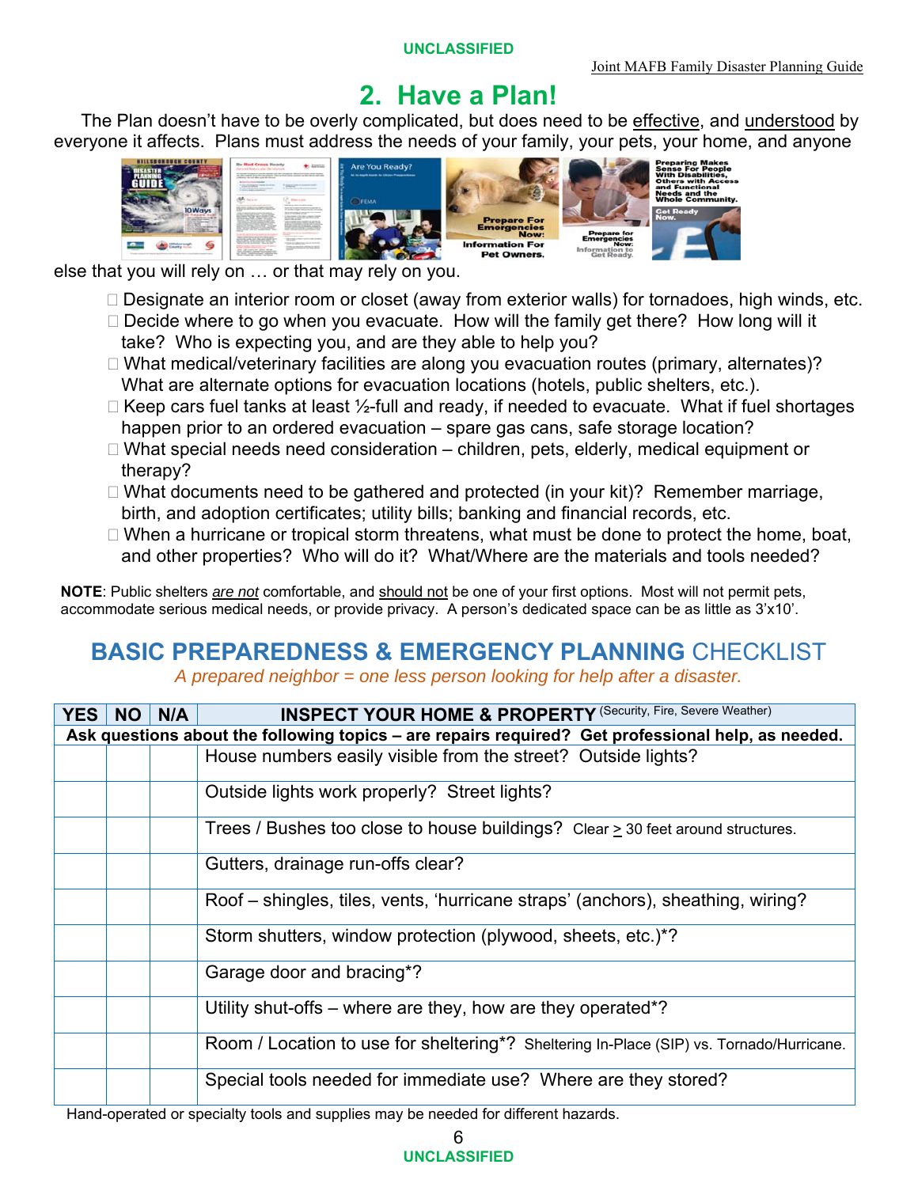## 2. Have a Plan!

The Plan doesn't have to be overly complicated, but does need to be effective, and understood by everyone it affects. Plans must address the needs of your family, your pets, your home, and anyone else that you will rely on … or that may rely on you.

- Designate an interior room or closet (away from exterior walls) for tornadoes, high winds, etc.
- Decide where to go when you evacuate. How will the family get there? How long will it take? Who is expecting you, and are they able to help you?
- What medical/veterinary facilities are along you evacuation routes (primary, alternates)? What are alternate options for evacuation locations (hotels, public shelters, etc.).
- Keep cars fuel tanks at least ½-full and ready, if needed to evacuate. What if fuel shortages happen prior to an ordered evacuation – spare gas cans, safe storage location?
- What special needs need consideration – children, pets, elderly, medical equipment or therapy?
- What documents need to be gathered and protected (in your kit)? Remember marriage, birth, and adoption certificates; utility bills; banking and financial records, etc.
- When a hurricane or tropical storm threatens, what must be done to protect the home, boat, and other properties? Who will do it? What/Where are the materials and tools needed?

**NOTE**: Public shelters *are not* comfortable, and should not be one of your first options. Most will not permit pets, accommodate serious medical needs, or provide privacy. A person's dedicated space can be as little as 3'x10'.

## BASIC PREPAREDNESS & EMERGENCY PLANNING CHECKLIST

*A prepared neighbor = one less person looking for help after a disaster.*

| YES | NO | N/A | INSPECT YOUR HOME & PROPERTY (Security, Fire, Severe Weather) |
|---|---|---|---|
| **Ask questions about the following topics – are repairs required? Get professional help, as needed.** | | | |
| | | | House numbers easily visible from the street? Outside lights? |
| | | | Outside lights work properly? Street lights? |
| | | | Trees / Bushes too close to house buildings? Clear ≥ 30 feet around structures. |
| | | | Gutters, drainage run-offs clear? |
| | | | Roof – shingles, tiles, vents, 'hurricane straps' (anchors), sheathing, wiring? |
| | | | Storm shutters, window protection (plywood, sheets, etc.)*? |
| | | | Garage door and bracing*? |
| | | | Utility shut-offs – where are they, how are they operated*? |
| | | | Room / Location to use for sheltering*? Sheltering In-Place (SIP) vs. Tornado/Hurricane. |
| | | | Special tools needed for immediate use? Where are they stored? |

Hand-operated or specialty tools and supplies may be needed for different hazards.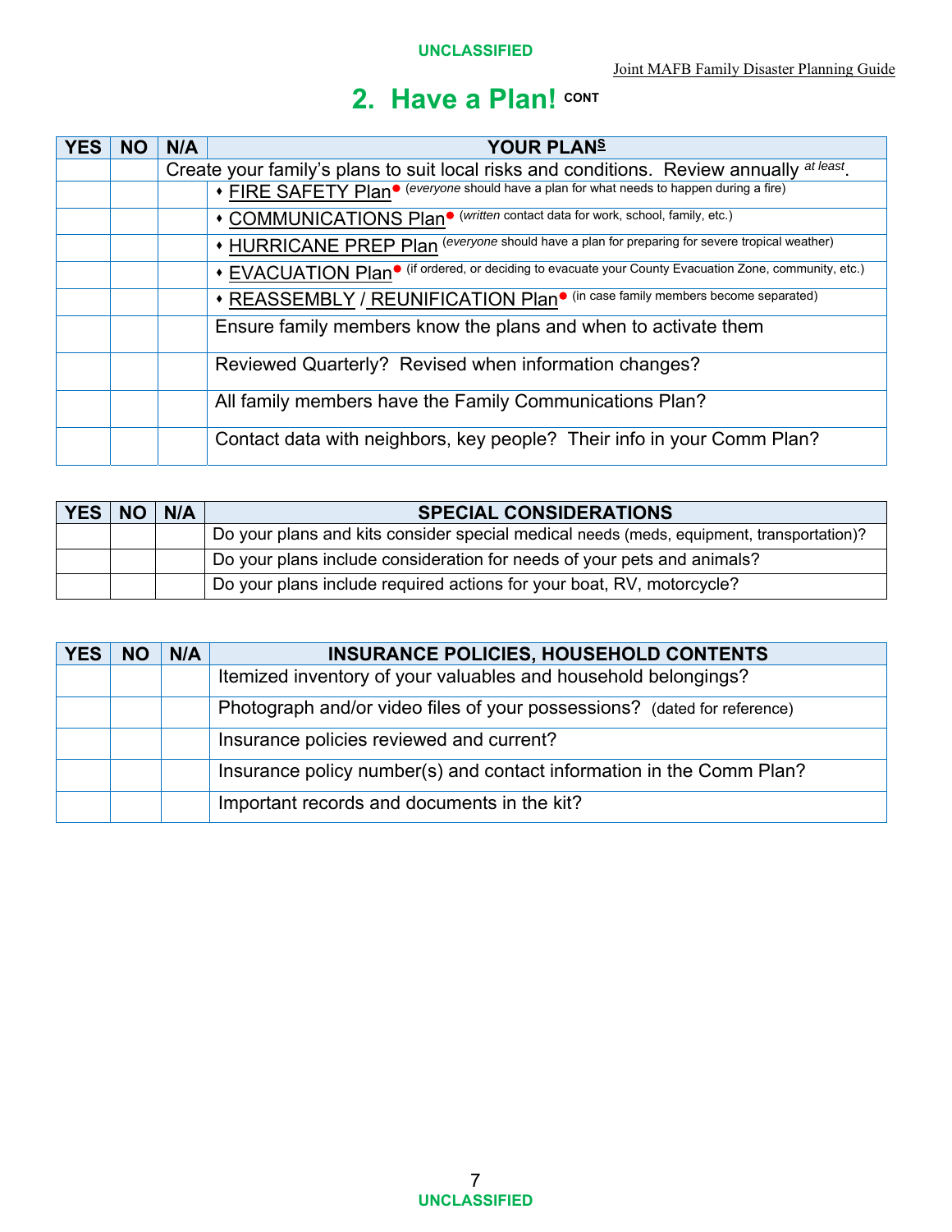## 2. Have a Plan! CONT

| YES | NO | N/A | YOUR PLANS |
|---|---|---|---|
| | | Create your family's plans to suit local risks and conditions. Review annually at least. | |
| | | | • FIRE SAFETY Plan● (*everyone* should have a plan for what needs to happen during a fire) |
| | | | • COMMUNICATIONS Plan● (*written* contact data for work, school, family, etc.) |
| | | | • HURRICANE PREP Plan (*everyone* should have a plan for preparing for severe tropical weather) |
| | | | • EVACUATION Plan● (if ordered, or deciding to evacuate your County Evacuation Zone, community, etc.) |
| | | | • REASSEMBLY / REUNIFICATION Plan● (in case family members become separated) |
| | | | Ensure family members know the plans and when to activate them |
| | | | Reviewed Quarterly? Revised when information changes? |
| | | | All family members have the Family Communications Plan? |
| | | | Contact data with neighbors, key people? Their info in your Comm Plan? |

| YES | NO | N/A | SPECIAL CONSIDERATIONS |
|---|---|---|---|
| | | | Do your plans and kits consider special medical needs (meds, equipment, transportation)? |
| | | | Do your plans include consideration for needs of your pets and animals? |
| | | | Do your plans include required actions for your boat, RV, motorcycle? |

| YES | NO | N/A | INSURANCE POLICIES, HOUSEHOLD CONTENTS |
|---|---|---|---|
| | | | Itemized inventory of your valuables and household belongings? |
| | | | Photograph and/or video files of your possessions? (dated for reference) |
| | | | Insurance policies reviewed and current? |
| | | | Insurance policy number(s) and contact information in the Comm Plan? |
| | | | Important records and documents in the kit? |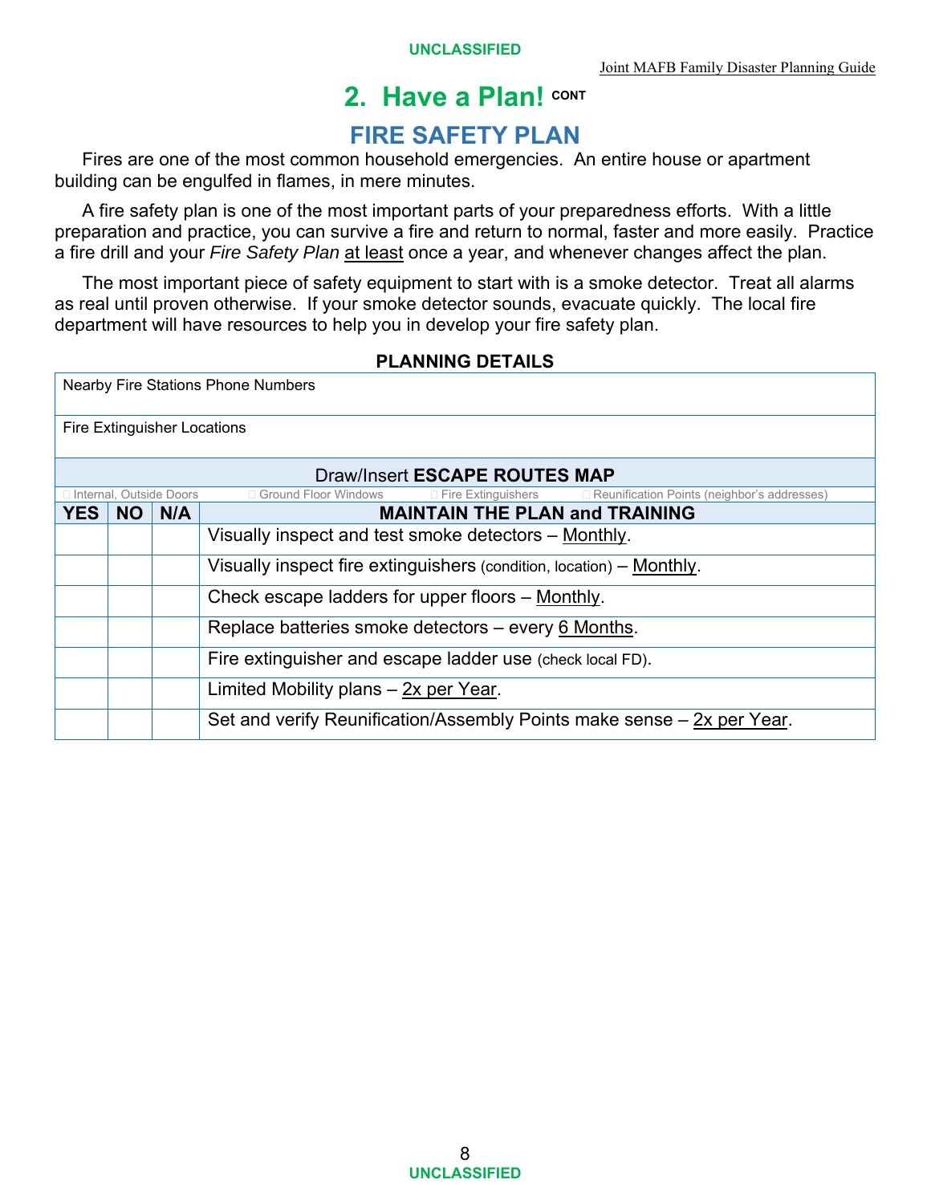## 2. Have a Plan! CONT

## FIRE SAFETY PLAN

Fires are one of the most common household emergencies. An entire house or apartment building can be engulfed in flames, in mere minutes.

A fire safety plan is one of the most important parts of your preparedness efforts. With a little preparation and practice, you can survive a fire and return to normal, faster and more easily. Practice a fire drill and your *Fire Safety Plan* at least once a year, and whenever changes affect the plan.

The most important piece of safety equipment to start with is a smoke detector. Treat all alarms as real until proven otherwise. If your smoke detector sounds, evacuate quickly. The local fire department will have resources to help you in develop your fire safety plan.

**PLANNING DETAILS**

| Nearby Fire Stations Phone Numbers | | | |
|---|---|---|---|
| Fire Extinguisher Locations | | | |
| Draw/Insert **ESCAPE ROUTES MAP** | | | |
| ☐ Internal, Outside Doors ☐ Ground Floor Windows ☐ Fire Extinguishers ☐ Reunification Points (neighbor's addresses) | | | |
| **YES** | **NO** | **N/A** | **MAINTAIN THE PLAN and TRAINING** |
| | | | Visually inspect and test smoke detectors – Monthly. |
| | | | Visually inspect fire extinguishers (condition, location) – Monthly. |
| | | | Check escape ladders for upper floors – Monthly. |
| | | | Replace batteries smoke detectors – every 6 Months. |
| | | | Fire extinguisher and escape ladder use (check local FD). |
| | | | Limited Mobility plans – 2x per Year. |
| | | | Set and verify Reunification/Assembly Points make sense – 2x per Year. |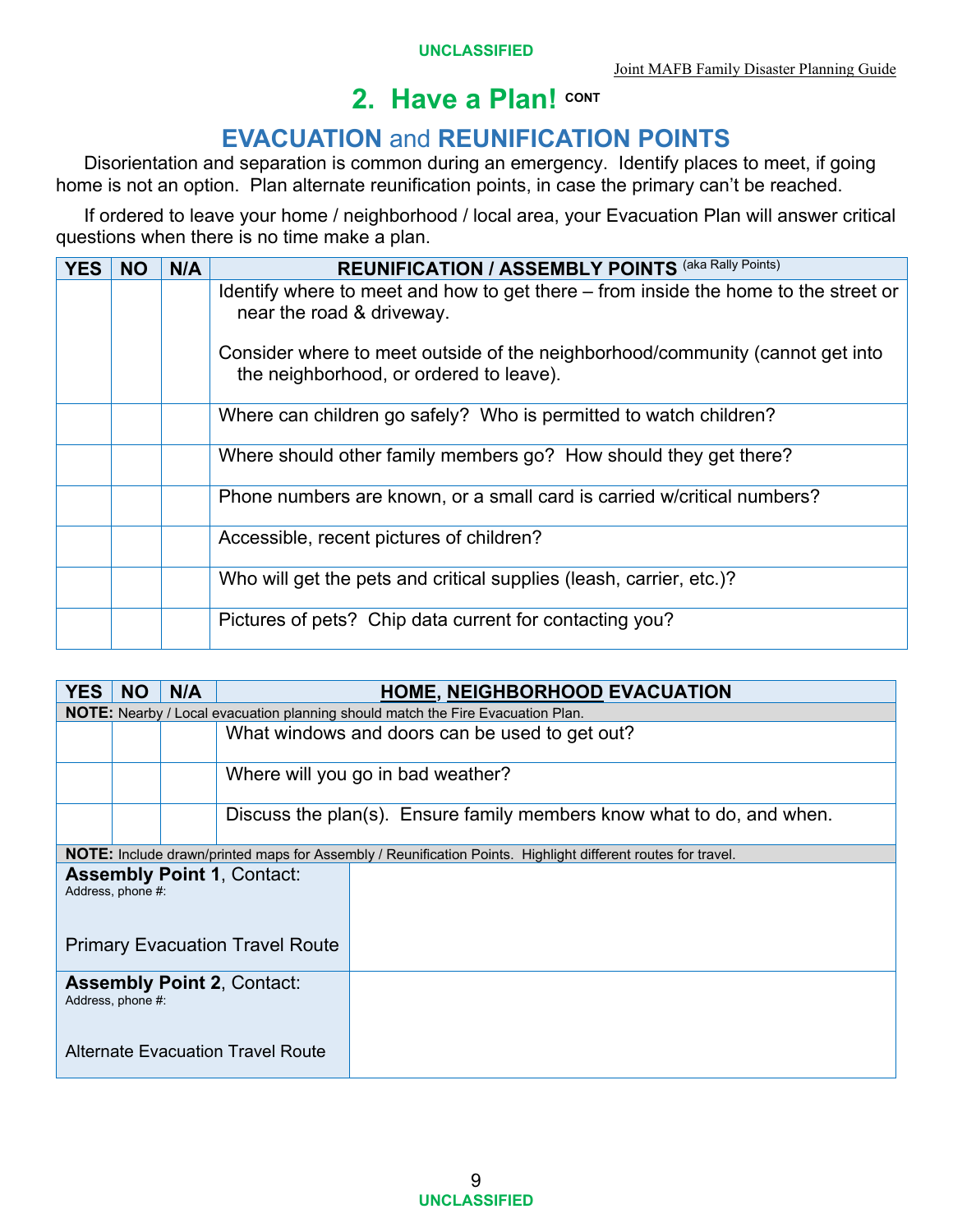## 2. Have a Plan! CONT

### EVACUATION and REUNIFICATION POINTS

Disorientation and separation is common during an emergency. Identify places to meet, if going home is not an option. Plan alternate reunification points, in case the primary can't be reached.

If ordered to leave your home / neighborhood / local area, your Evacuation Plan will answer critical questions when there is no time make a plan.

| YES | NO | N/A | REUNIFICATION / ASSEMBLY POINTS (aka Rally Points) |
|---|---|---|---|
| | | | Identify where to meet and how to get there – from inside the home to the street or near the road & driveway.<br><br>Consider where to meet outside of the neighborhood/community (cannot get into the neighborhood, or ordered to leave). |
| | | | Where can children go safely? Who is permitted to watch children? |
| | | | Where should other family members go? How should they get there? |
| | | | Phone numbers are known, or a small card is carried w/critical numbers? |
| | | | Accessible, recent pictures of children? |
| | | | Who will get the pets and critical supplies (leash, carrier, etc.)? |
| | | | Pictures of pets? Chip data current for contacting you? |

| YES | NO | N/A | HOME, NEIGHBORHOOD EVACUATION |
|---|---|---|---|
| **NOTE:** Nearby / Local evacuation planning should match the Fire Evacuation Plan. | | | |
| | | | What windows and doors can be used to get out? |
| | | | Where will you go in bad weather? |
| | | | Discuss the plan(s). Ensure family members know what to do, and when. |

**NOTE:** Include drawn/printed maps for Assembly / Reunification Points. Highlight different routes for travel.

| | |
|---|---|
| **Assembly Point 1**, Contact:<br>Address, phone #:<br><br>Primary Evacuation Travel Route | |
| **Assembly Point 2**, Contact:<br>Address, phone #:<br><br>Alternate Evacuation Travel Route | |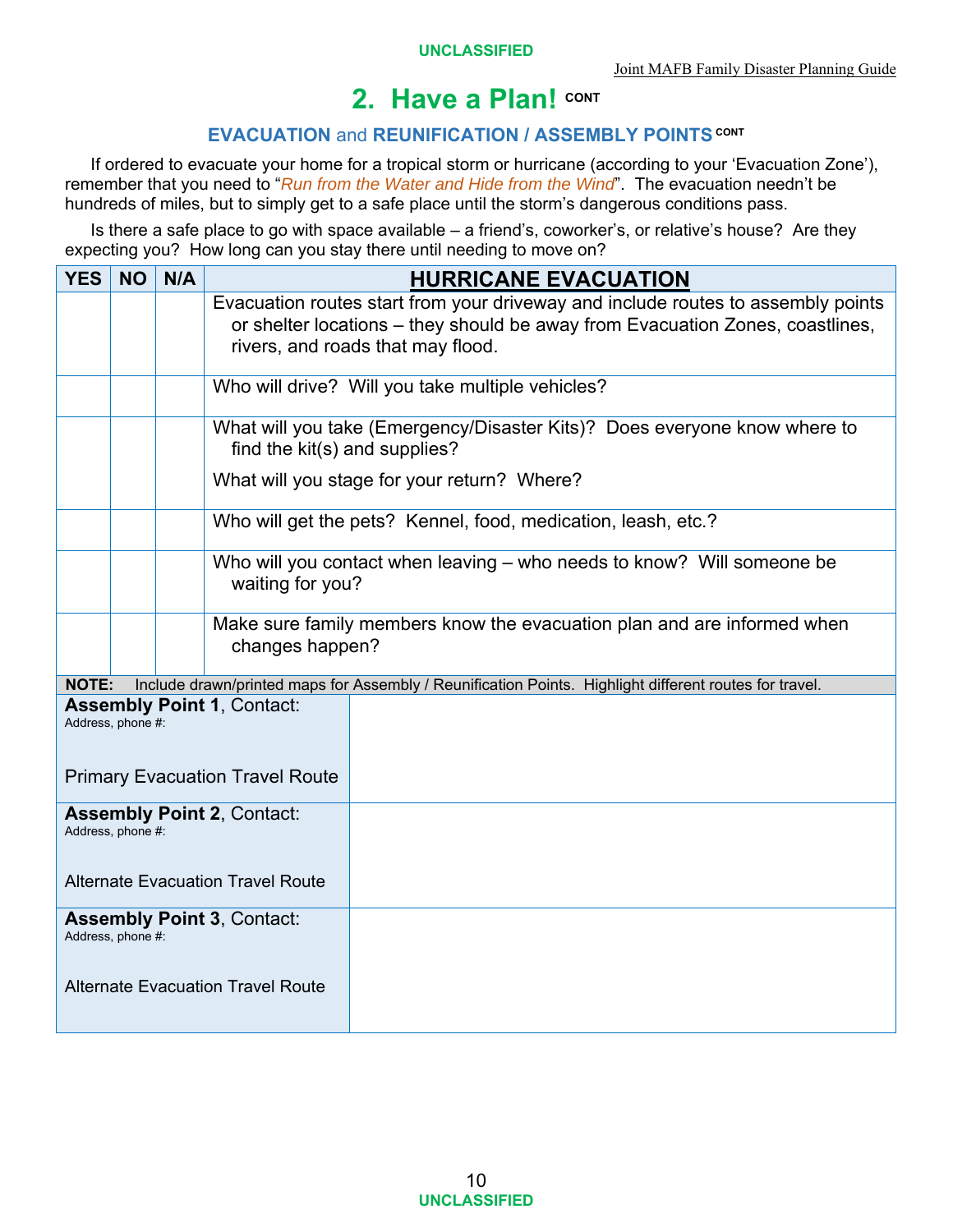## 2. Have a Plan! CONT

### EVACUATION and REUNIFICATION / ASSEMBLY POINTS CONT

If ordered to evacuate your home for a tropical storm or hurricane (according to your 'Evacuation Zone'), remember that you need to "*Run from the Water and Hide from the Wind*". The evacuation needn't be hundreds of miles, but to simply get to a safe place until the storm's dangerous conditions pass.

Is there a safe place to go with space available – a friend's, coworker's, or relative's house? Are they expecting you? How long can you stay there until needing to move on?

| YES | NO | N/A | HURRICANE EVACUATION |
|---|---|---|---|
| | | | Evacuation routes start from your driveway and include routes to assembly points or shelter locations – they should be away from Evacuation Zones, coastlines, rivers, and roads that may flood. |
| | | | Who will drive? Will you take multiple vehicles? |
| | | | What will you take (Emergency/Disaster Kits)? Does everyone know where to find the kit(s) and supplies? What will you stage for your return? Where? |
| | | | Who will get the pets? Kennel, food, medication, leash, etc.? |
| | | | Who will you contact when leaving – who needs to know? Will someone be waiting for you? |
| | | | Make sure family members know the evacuation plan and are informed when changes happen? |

**NOTE:** Include drawn/printed maps for Assembly / Reunification Points. Highlight different routes for travel.

| | |
|---|---|
| **Assembly Point 1**, Contact: Address, phone #: Primary Evacuation Travel Route | |
| **Assembly Point 2**, Contact: Address, phone #: Alternate Evacuation Travel Route | |
| **Assembly Point 3**, Contact: Address, phone #: Alternate Evacuation Travel Route | |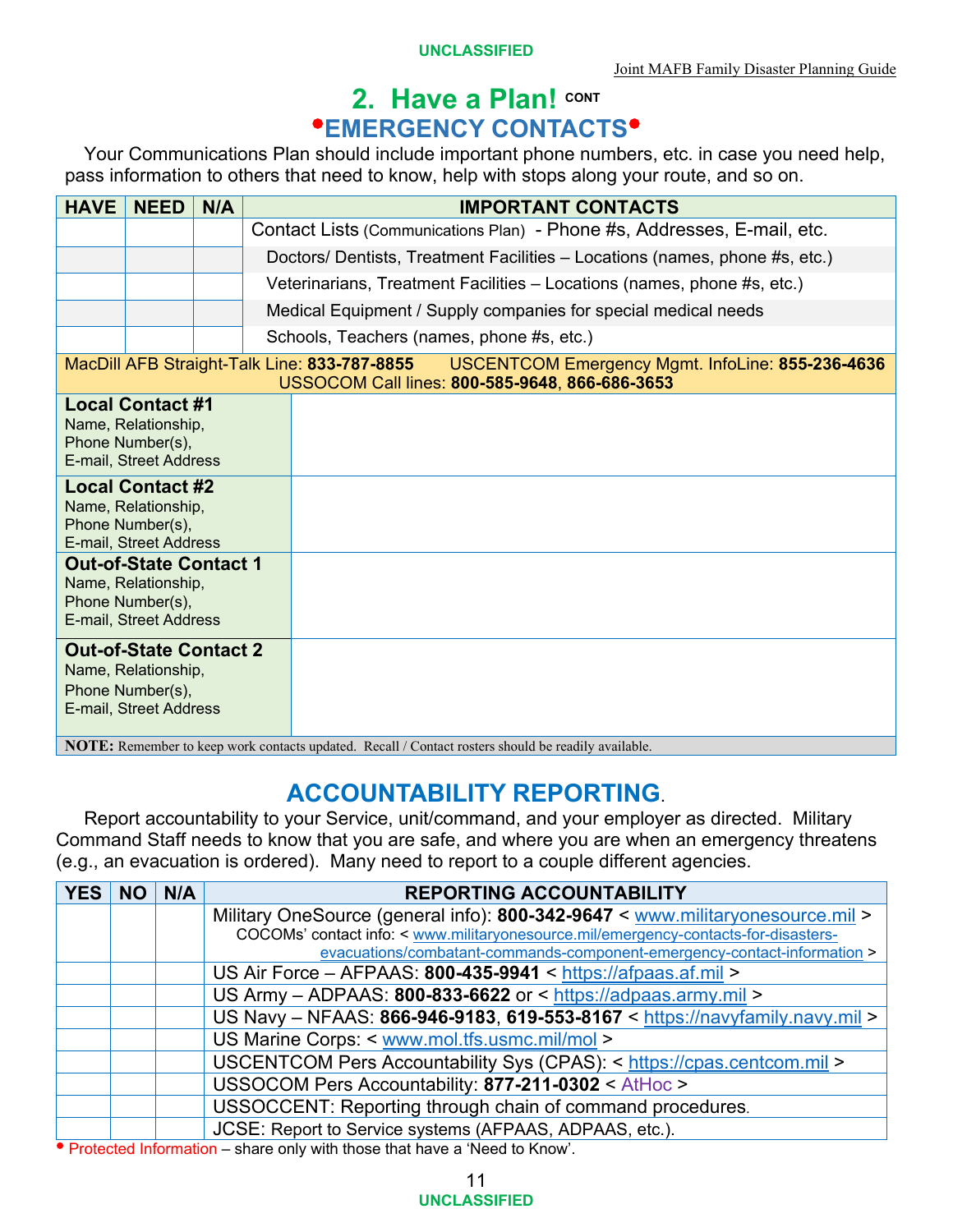## 2. Have a Plan! CONT

### •EMERGENCY CONTACTS•

Your Communications Plan should include important phone numbers, etc. in case you need help, pass information to others that need to know, help with stops along your route, and so on.

| HAVE | NEED | N/A | IMPORTANT CONTACTS |
|---|---|---|---|
| | | | Contact Lists (Communications Plan) - Phone #s, Addresses, E-mail, etc. |
| | | | Doctors/ Dentists, Treatment Facilities – Locations (names, phone #s, etc.) |
| | | | Veterinarians, Treatment Facilities – Locations (names, phone #s, etc.) |
| | | | Medical Equipment / Supply companies for special medical needs |
| | | | Schools, Teachers (names, phone #s, etc.) |

MacDill AFB Straight-Talk Line: **833-787-8855** USCENTCOM Emergency Mgmt. InfoLine: **855-236-4636**
USSOCOM Call lines: **800-585-9648**, **866-686-3653**

| Contact | Details |
|---|---|
| **Local Contact #1** Name, Relationship, Phone Number(s), E-mail, Street Address | |
| **Local Contact #2** Name, Relationship, Phone Number(s), E-mail, Street Address | |
| **Out-of-State Contact 1** Name, Relationship, Phone Number(s), E-mail, Street Address | |
| **Out-of-State Contact 2** Name, Relationship, Phone Number(s), E-mail, Street Address | |

**NOTE:** Remember to keep work contacts updated. Recall / Contact rosters should be readily available.

### ACCOUNTABILITY REPORTING.

Report accountability to your Service, unit/command, and your employer as directed. Military Command Staff needs to know that you are safe, and where you are when an emergency threatens (e.g., an evacuation is ordered). Many need to report to a couple different agencies.

| YES | NO | N/A | REPORTING ACCOUNTABILITY |
|---|---|---|---|
| | | | Military OneSource (general info): **800-342-9647** < www.militaryonesource.mil > COCOMs' contact info: < www.militaryonesource.mil/emergency-contacts-for-disasters-evacuations/combatant-commands-component-emergency-contact-information > |
| | | | US Air Force – AFPAAS: **800-435-9941** < https://afpaas.af.mil > |
| | | | US Army – ADPAAS: **800-833-6622** or < https://adpaas.army.mil > |
| | | | US Navy – NFAAS: **866-946-9183**, **619-553-8167** < https://navyfamily.navy.mil > |
| | | | US Marine Corps: < www.mol.tfs.usmc.mil/mol > |
| | | | USCENTCOM Pers Accountability Sys (CPAS): < https://cpas.centcom.mil > |
| | | | USSOCOM Pers Accountability: **877-211-0302** < AtHoc > |
| | | | USSOCCENT: Reporting through chain of command procedures. |
| | | | JCSE: Report to Service systems (AFPAAS, ADPAAS, etc.). |

• Protected Information – share only with those that have a 'Need to Know'.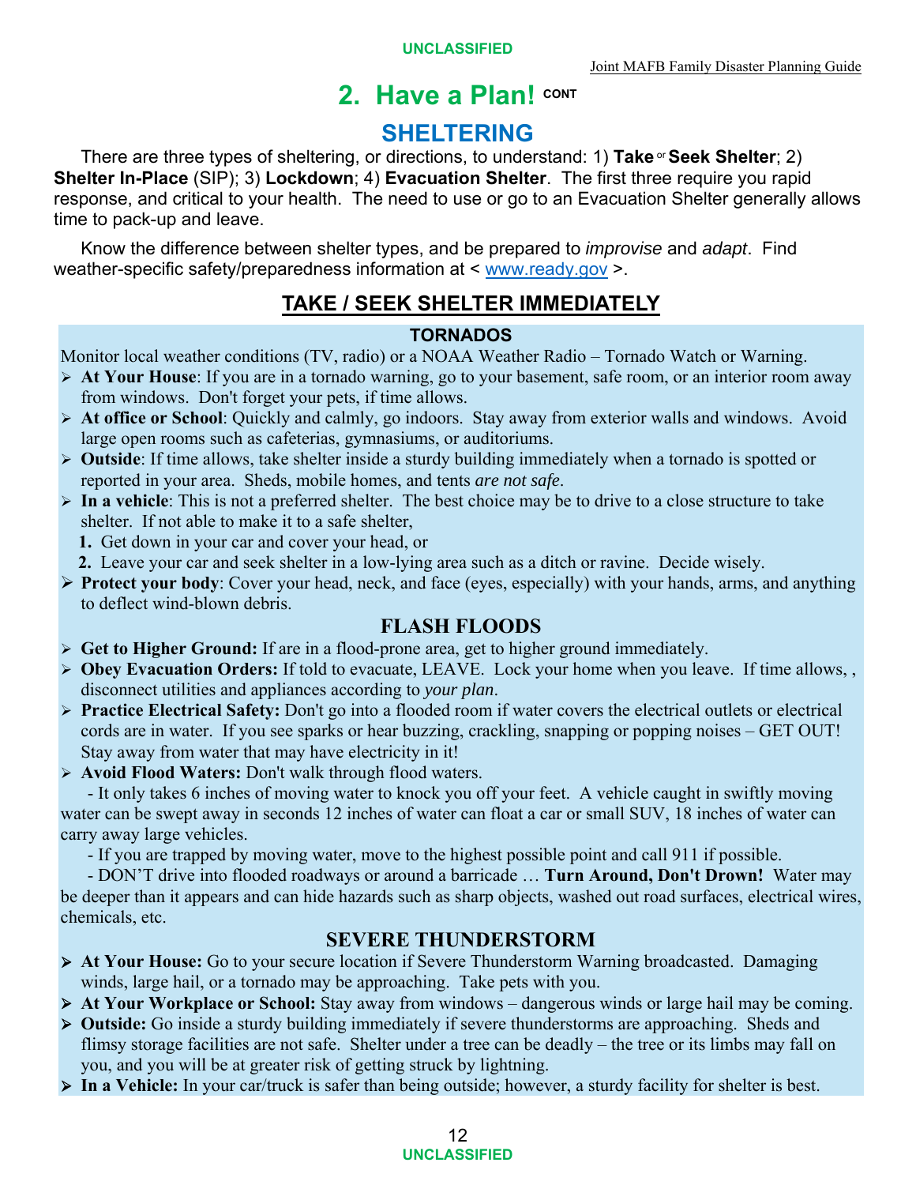# 2. Have a Plan! CONT

## SHELTERING

There are three types of sheltering, or directions, to understand: 1) **Take or Seek Shelter**; 2) **Shelter In-Place** (SIP); 3) **Lockdown**; 4) **Evacuation Shelter**. The first three require you rapid response, and critical to your health. The need to use or go to an Evacuation Shelter generally allows time to pack-up and leave.

Know the difference between shelter types, and be prepared to *improvise* and *adapt*. Find weather-specific safety/preparedness information at < www.ready.gov >.

## TAKE / SEEK SHELTER IMMEDIATELY

### TORNADOS

Monitor local weather conditions (TV, radio) or a NOAA Weather Radio – Tornado Watch or Warning.

- **At Your House**: If you are in a tornado warning, go to your basement, safe room, or an interior room away from windows. Don't forget your pets, if time allows.
- **At office or School**: Quickly and calmly, go indoors. Stay away from exterior walls and windows. Avoid large open rooms such as cafeterias, gymnasiums, or auditoriums.
- **Outside**: If time allows, take shelter inside a sturdy building immediately when a tornado is spotted or reported in your area. Sheds, mobile homes, and tents *are not safe*.
- **In a vehicle**: This is not a preferred shelter. The best choice may be to drive to a close structure to take shelter. If not able to make it to a safe shelter,
  1. Get down in your car and cover your head, or
  2. Leave your car and seek shelter in a low-lying area such as a ditch or ravine. Decide wisely.
- **Protect your body**: Cover your head, neck, and face (eyes, especially) with your hands, arms, and anything to deflect wind-blown debris.

### FLASH FLOODS

- **Get to Higher Ground:** If are in a flood-prone area, get to higher ground immediately.
- **Obey Evacuation Orders:** If told to evacuate, LEAVE. Lock your home when you leave. If time allows, , disconnect utilities and appliances according to *your plan*.
- **Practice Electrical Safety:** Don't go into a flooded room if water covers the electrical outlets or electrical cords are in water. If you see sparks or hear buzzing, crackling, snapping or popping noises – GET OUT! Stay away from water that may have electricity in it!
- **Avoid Flood Waters:** Don't walk through flood waters.

  - It only takes 6 inches of moving water to knock you off your feet. A vehicle caught in swiftly moving water can be swept away in seconds 12 inches of water can float a car or small SUV, 18 inches of water can carry away large vehicles.

  - If you are trapped by moving water, move to the highest possible point and call 911 if possible.

  - DON'T drive into flooded roadways or around a barricade … **Turn Around, Don't Drown!** Water may be deeper than it appears and can hide hazards such as sharp objects, washed out road surfaces, electrical wires, chemicals, etc.

### SEVERE THUNDERSTORM

- **At Your House:** Go to your secure location if Severe Thunderstorm Warning broadcasted. Damaging winds, large hail, or a tornado may be approaching. Take pets with you.
- **At Your Workplace or School:** Stay away from windows – dangerous winds or large hail may be coming.
- **Outside:** Go inside a sturdy building immediately if severe thunderstorms are approaching. Sheds and flimsy storage facilities are not safe. Shelter under a tree can be deadly – the tree or its limbs may fall on you, and you will be at greater risk of getting struck by lightning.
- **In a Vehicle:** In your car/truck is safer than being outside; however, a sturdy facility for shelter is best.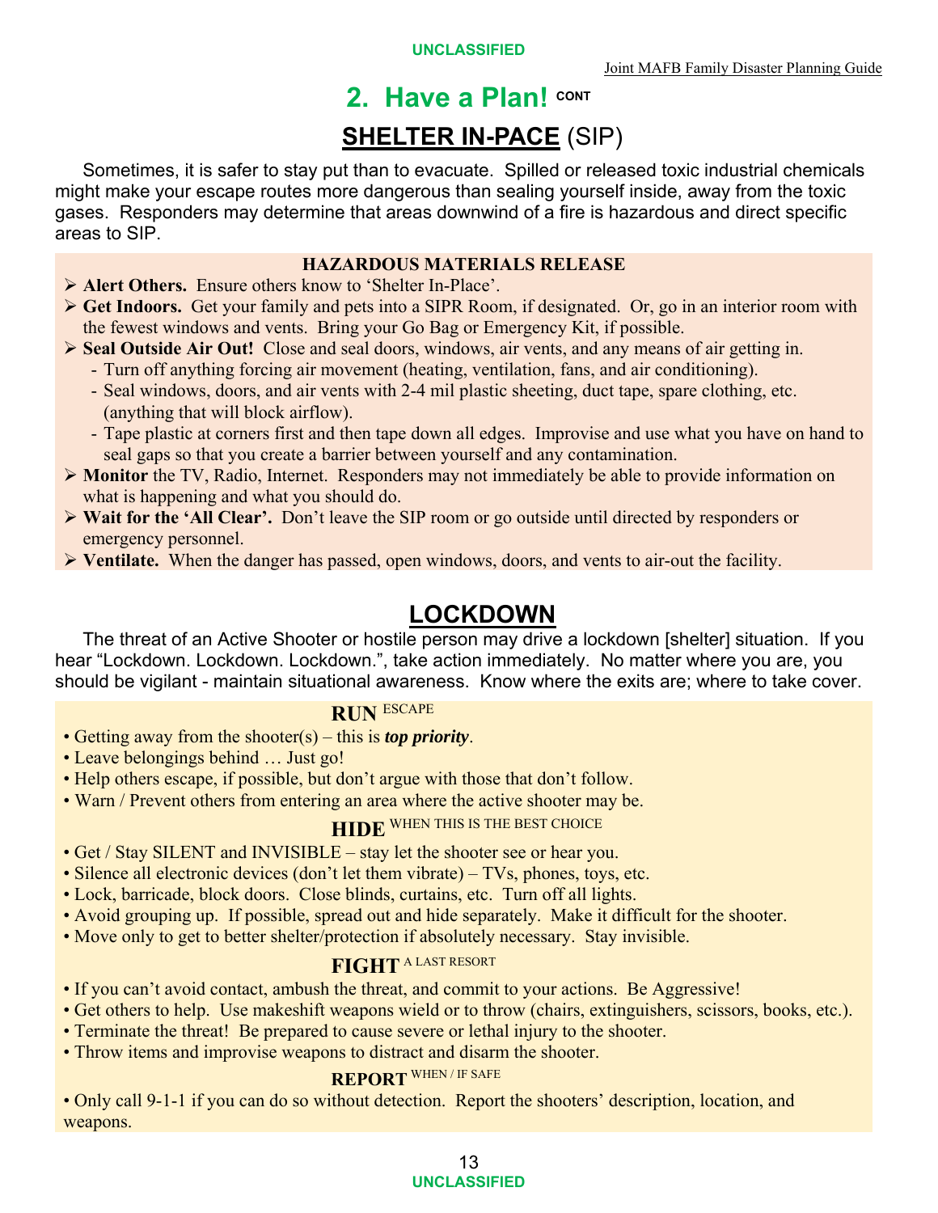## 2. Have a Plan! CONT

## SHELTER IN-PACE (SIP)

Sometimes, it is safer to stay put than to evacuate. Spilled or released toxic industrial chemicals might make your escape routes more dangerous than sealing yourself inside, away from the toxic gases. Responders may determine that areas downwind of a fire is hazardous and direct specific areas to SIP.

### HAZARDOUS MATERIALS RELEASE

- **Alert Others.** Ensure others know to 'Shelter In-Place'.
- **Get Indoors.** Get your family and pets into a SIPR Room, if designated. Or, go in an interior room with the fewest windows and vents. Bring your Go Bag or Emergency Kit, if possible.
- **Seal Outside Air Out!** Close and seal doors, windows, air vents, and any means of air getting in.
  - Turn off anything forcing air movement (heating, ventilation, fans, and air conditioning).
  - Seal windows, doors, and air vents with 2-4 mil plastic sheeting, duct tape, spare clothing, etc. (anything that will block airflow).
  - Tape plastic at corners first and then tape down all edges. Improvise and use what you have on hand to seal gaps so that you create a barrier between yourself and any contamination.
- **Monitor** the TV, Radio, Internet. Responders may not immediately be able to provide information on what is happening and what you should do.
- **Wait for the 'All Clear'.** Don't leave the SIP room or go outside until directed by responders or emergency personnel.
- **Ventilate.** When the danger has passed, open windows, doors, and vents to air-out the facility.

## LOCKDOWN

The threat of an Active Shooter or hostile person may drive a lockdown [shelter] situation. If you hear "Lockdown. Lockdown. Lockdown.", take action immediately. No matter where you are, you should be vigilant - maintain situational awareness. Know where the exits are; where to take cover.

### RUN ESCAPE

- Getting away from the shooter(s) – this is ***top priority***.
- Leave belongings behind … Just go!
- Help others escape, if possible, but don't argue with those that don't follow.
- Warn / Prevent others from entering an area where the active shooter may be.

### HIDE WHEN THIS IS THE BEST CHOICE

- Get / Stay SILENT and INVISIBLE – stay let the shooter see or hear you.
- Silence all electronic devices (don't let them vibrate) – TVs, phones, toys, etc.
- Lock, barricade, block doors. Close blinds, curtains, etc. Turn off all lights.
- Avoid grouping up. If possible, spread out and hide separately. Make it difficult for the shooter.
- Move only to get to better shelter/protection if absolutely necessary. Stay invisible.

### FIGHT A LAST RESORT

- If you can't avoid contact, ambush the threat, and commit to your actions. Be Aggressive!
- Get others to help. Use makeshift weapons wield or to throw (chairs, extinguishers, scissors, books, etc.).
- Terminate the threat! Be prepared to cause severe or lethal injury to the shooter.
- Throw items and improvise weapons to distract and disarm the shooter.

### REPORT WHEN / IF SAFE

- Only call 9-1-1 if you can do so without detection. Report the shooters' description, location, and weapons.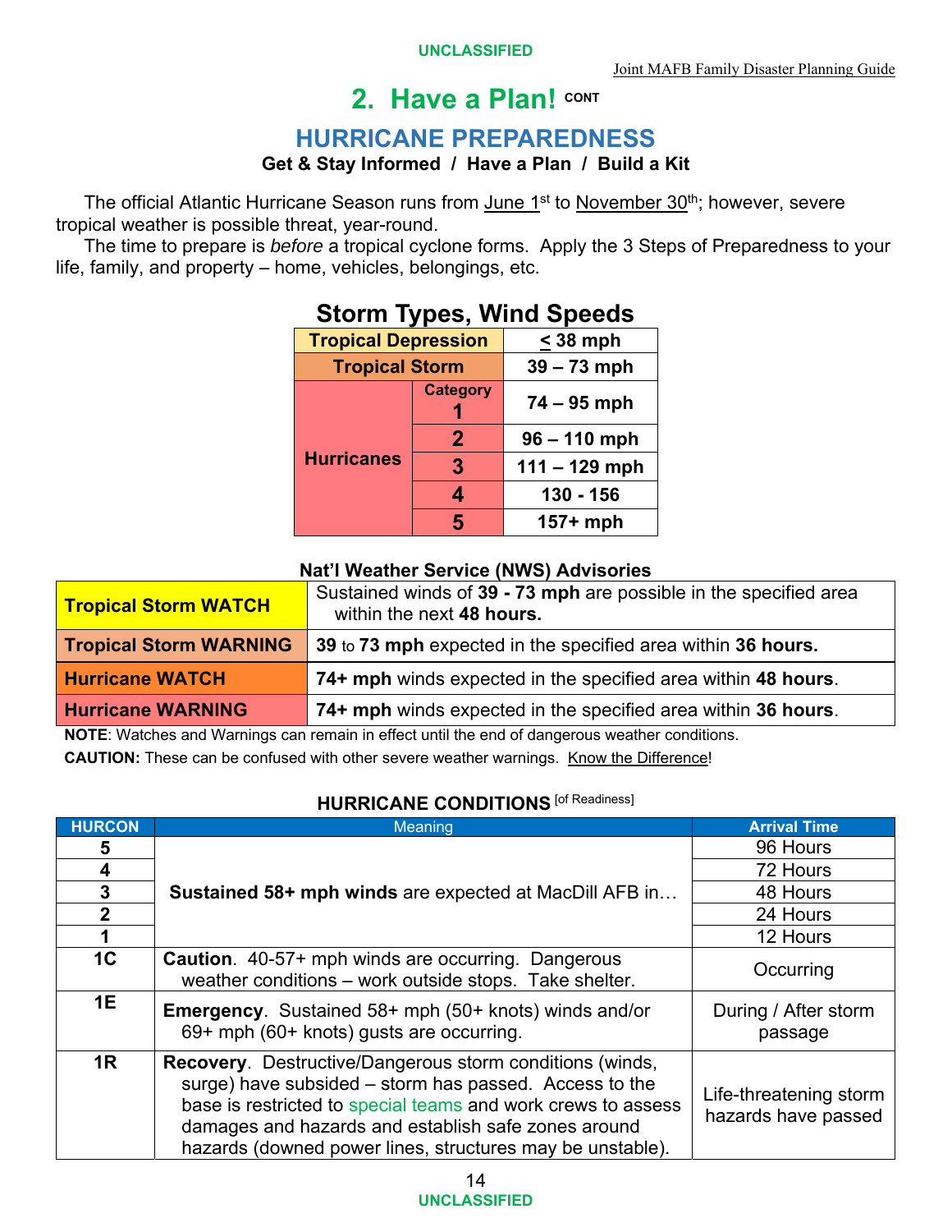UNCLASSIFIED

# 2. Have a Plan! CONT

## HURRICANE PREPAREDNESS

**Get & Stay Informed / Have a Plan / Build a Kit**

The official Atlantic Hurricane Season runs from June 1st to November 30th; however, severe tropical weather is possible threat, year-round.

The time to prepare is *before* a tropical cyclone forms. Apply the 3 Steps of Preparedness to your life, family, and property – home, vehicles, belongings, etc.

### Storm Types, Wind Speeds

| Storm Type | | Wind Speed |
|---|---|---|
| **Tropical Depression** | | **≤ 38 mph** |
| **Tropical Storm** | | **39 – 73 mph** |
| **Hurricanes** | **Category 1** | **74 – 95 mph** |
| | **2** | **96 – 110 mph** |
| | **3** | **111 – 129 mph** |
| | **4** | **130 - 156** |
| | **5** | **157+ mph** |

### Nat'l Weather Service (NWS) Advisories

| Advisory | Description |
|---|---|
| **Tropical Storm WATCH** | Sustained winds of **39 - 73 mph** are possible in the specified area within the next **48 hours.** |
| **Tropical Storm WARNING** | **39** to **73 mph** expected in the specified area within **36 hours.** |
| **Hurricane WATCH** | **74+ mph** winds expected in the specified area within **48 hours**. |
| **Hurricane WARNING** | **74+ mph** winds expected in the specified area within **36 hours**. |

**NOTE**: Watches and Warnings can remain in effect until the end of dangerous weather conditions.

**CAUTION:** These can be confused with other severe weather warnings. Know the Difference!

### HURRICANE CONDITIONS [of Readiness]

| HURCON | Meaning | Arrival Time |
|---|---|---|
| 5 | **Sustained 58+ mph winds** are expected at MacDill AFB in… | 96 Hours |
| 4 | | 72 Hours |
| 3 | | 48 Hours |
| 2 | | 24 Hours |
| 1 | | 12 Hours |
| 1C | **Caution**. 40-57+ mph winds are occurring. Dangerous weather conditions – work outside stops. Take shelter. | Occurring |
| 1E | **Emergency**. Sustained 58+ mph (50+ knots) winds and/or 69+ mph (60+ knots) gusts are occurring. | During / After storm passage |
| 1R | **Recovery**. Destructive/Dangerous storm conditions (winds, surge) have subsided – storm has passed. Access to the base is restricted to special teams and work crews to assess damages and hazards and establish safe zones around hazards (downed power lines, structures may be unstable). | Life-threatening storm hazards have passed |

UNCLASSIFIED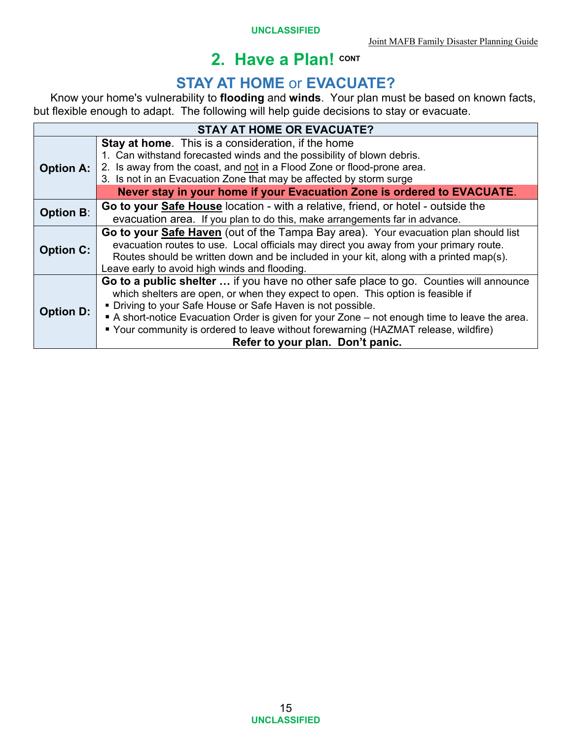## 2. Have a Plan! CONT

### STAY AT HOME or EVACUATE?

Know your home's vulnerability to **flooding** and **winds**. Your plan must be based on known facts, but flexible enough to adapt. The following will help guide decisions to stay or evacuate.

| STAY AT HOME OR EVACUATE? | |
|---|---|
| **Option A:** | **Stay at home**. This is a consideration, if the home<br>1. Can withstand forecasted winds and the possibility of blown debris.<br>2. Is away from the coast, and not in a Flood Zone or flood-prone area.<br>3. Is not in an Evacuation Zone that may be affected by storm surge<br>**Never stay in your home if your Evacuation Zone is ordered to EVACUATE**. |
| **Option B**: | **Go to your Safe House** location - with a relative, friend, or hotel - outside the evacuation area. If you plan to do this, make arrangements far in advance. |
| **Option C:** | **Go to your Safe Haven** (out of the Tampa Bay area). Your evacuation plan should list evacuation routes to use. Local officials may direct you away from your primary route. Routes should be written down and be included in your kit, along with a printed map(s).<br>Leave early to avoid high winds and flooding. |
| **Option D:** | **Go to a public shelter …** if you have no other safe place to go. Counties will announce which shelters are open, or when they expect to open. This option is feasible if<br>▪ Driving to your Safe House or Safe Haven is not possible.<br>▪ A short-notice Evacuation Order is given for your Zone – not enough time to leave the area.<br>▪ Your community is ordered to leave without forewarning (HAZMAT release, wildfire)<br>**Refer to your plan. Don't panic.** |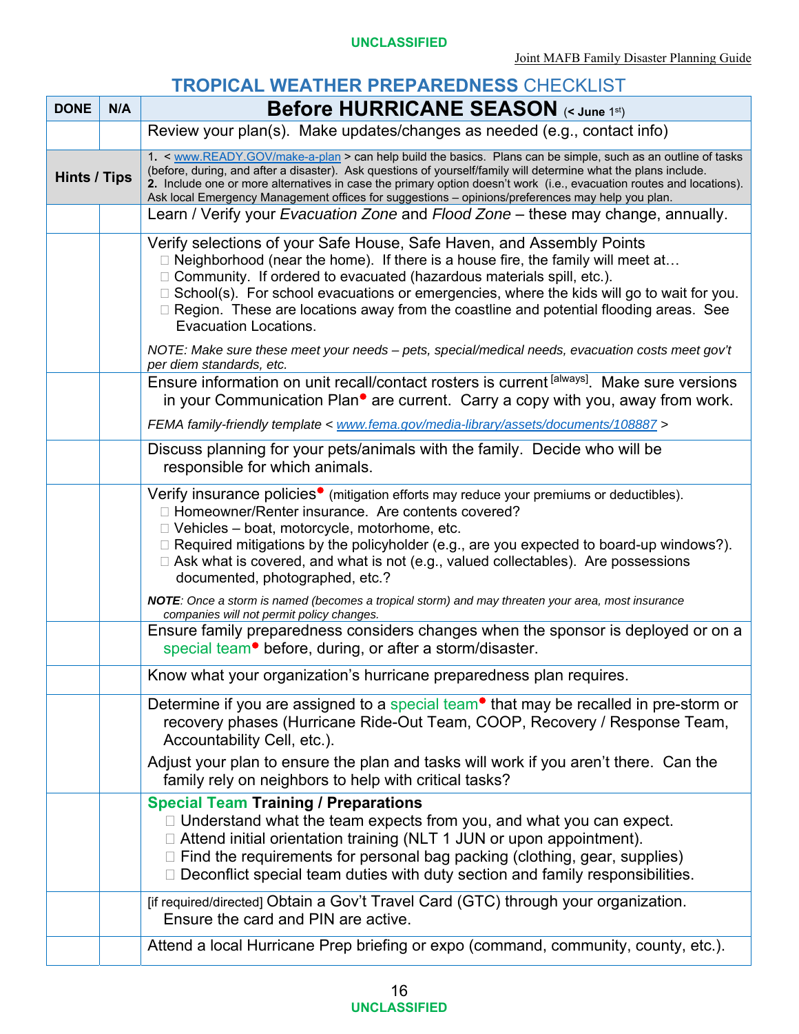# TROPICAL WEATHER PREPAREDNESS CHECKLIST

| DONE | N/A | Before HURRICANE SEASON (< June 1st) |
|---|---|---|
| | | Review your plan(s). Make updates/changes as needed (e.g., contact info) |
| **Hints / Tips** | | **1.** < www.READY.GOV/make-a-plan > can help build the basics. Plans can be simple, such as an outline of tasks (before, during, and after a disaster). Ask questions of yourself/family will determine what the plans include. **2.** Include one or more alternatives in case the primary option doesn't work (i.e., evacuation routes and locations). Ask local Emergency Management offices for suggestions – opinions/preferences may help you plan. |
| | | Learn / Verify your *Evacuation Zone* and *Flood Zone* – these may change, annually. |
| | | Verify selections of your Safe House, Safe Haven, and Assembly Points<br>☐ Neighborhood (near the home). If there is a house fire, the family will meet at…<br>☐ Community. If ordered to evacuated (hazardous materials spill, etc.).<br>☐ School(s). For school evacuations or emergencies, where the kids will go to wait for you.<br>☐ Region. These are locations away from the coastline and potential flooding areas. See Evacuation Locations.<br><br>*NOTE: Make sure these meet your needs – pets, special/medical needs, evacuation costs meet gov't per diem standards, etc.* |
| | | Ensure information on unit recall/contact rosters is current [always]. Make sure versions in your Communication Plan• are current. Carry a copy with you, away from work.<br><br>*FEMA family-friendly template < www.fema.gov/media-library/assets/documents/108887 >* |
| | | Discuss planning for your pets/animals with the family. Decide who will be responsible for which animals. |
| | | Verify insurance policies• (mitigation efforts may reduce your premiums or deductibles).<br>☐ Homeowner/Renter insurance. Are contents covered?<br>☐ Vehicles – boat, motorcycle, motorhome, etc.<br>☐ Required mitigations by the policyholder (e.g., are you expected to board-up windows?).<br>☐ Ask what is covered, and what is not (e.g., valued collectables). Are possessions documented, photographed, etc.?<br><br>***NOTE****: Once a storm is named (becomes a tropical storm) and may threaten your area, most insurance companies will not permit policy changes.* |
| | | Ensure family preparedness considers changes when the sponsor is deployed or on a special team• before, during, or after a storm/disaster. |
| | | Know what your organization's hurricane preparedness plan requires. |
| | | Determine if you are assigned to a special team• that may be recalled in pre-storm or recovery phases (Hurricane Ride-Out Team, COOP, Recovery / Response Team, Accountability Cell, etc.).<br><br>Adjust your plan to ensure the plan and tasks will work if you aren't there. Can the family rely on neighbors to help with critical tasks? |
| | | **Special Team Training / Preparations**<br>☐ Understand what the team expects from you, and what you can expect.<br>☐ Attend initial orientation training (NLT 1 JUN or upon appointment).<br>☐ Find the requirements for personal bag packing (clothing, gear, supplies)<br>☐ Deconflict special team duties with duty section and family responsibilities. |
| | | [if required/directed] Obtain a Gov't Travel Card (GTC) through your organization. Ensure the card and PIN are active. |
| | | Attend a local Hurricane Prep briefing or expo (command, community, county, etc.). |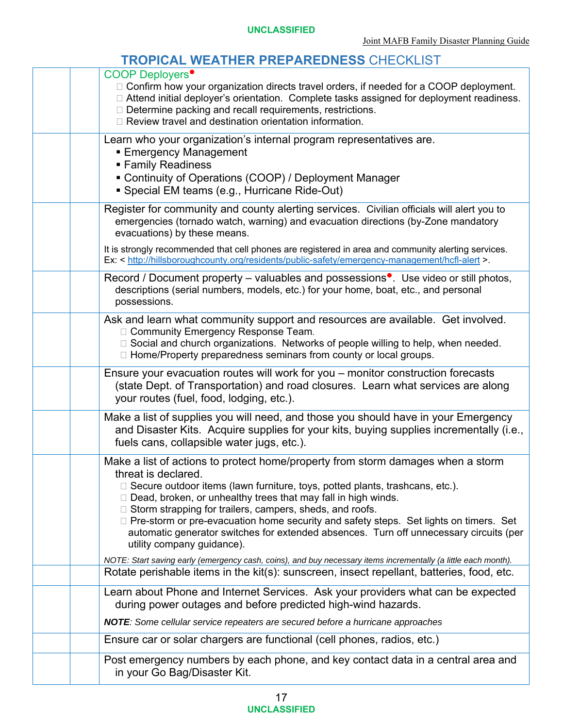## TROPICAL WEATHER PREPAREDNESS CHECKLIST

| | | |
|---|---|---|
| | | COOP Deployers• <br> ☐ Confirm how your organization directs travel orders, if needed for a COOP deployment. <br> ☐ Attend initial deployer's orientation. Complete tasks assigned for deployment readiness. <br> ☐ Determine packing and recall requirements, restrictions. <br> ☐ Review travel and destination orientation information. |
| | | Learn who your organization's internal program representatives are. <br> ▪ Emergency Management <br> ▪ Family Readiness <br> ▪ Continuity of Operations (COOP) / Deployment Manager <br> ▪ Special EM teams (e.g., Hurricane Ride-Out) |
| | | Register for community and county alerting services. Civilian officials will alert you to emergencies (tornado watch, warning) and evacuation directions (by-Zone mandatory evacuations) by these means. <br> It is strongly recommended that cell phones are registered in area and community alerting services. Ex: < http://hillsboroughcounty.org/residents/public-safety/emergency-management/hcfl-alert >. |
| | | Record / Document property – valuables and possessions•. Use video or still photos, descriptions (serial numbers, models, etc.) for your home, boat, etc., and personal possessions. |
| | | Ask and learn what community support and resources are available. Get involved. <br> ☐ Community Emergency Response Team. <br> ☐ Social and church organizations. Networks of people willing to help, when needed. <br> ☐ Home/Property preparedness seminars from county or local groups. |
| | | Ensure your evacuation routes will work for you – monitor construction forecasts (state Dept. of Transportation) and road closures. Learn what services are along your routes (fuel, food, lodging, etc.). |
| | | Make a list of supplies you will need, and those you should have in your Emergency and Disaster Kits. Acquire supplies for your kits, buying supplies incrementally (i.e., fuels cans, collapsible water jugs, etc.). |
| | | Make a list of actions to protect home/property from storm damages when a storm threat is declared. <br> ☐ Secure outdoor items (lawn furniture, toys, potted plants, trashcans, etc.). <br> ☐ Dead, broken, or unhealthy trees that may fall in high winds. <br> ☐ Storm strapping for trailers, campers, sheds, and roofs. <br> ☐ Pre-storm or pre-evacuation home security and safety steps. Set lights on timers. Set automatic generator switches for extended absences. Turn off unnecessary circuits (per utility company guidance). <br> *NOTE: Start saving early (emergency cash, coins), and buy necessary items incrementally (a little each month).* |
| | | Rotate perishable items in the kit(s): sunscreen, insect repellant, batteries, food, etc. |
| | | Learn about Phone and Internet Services. Ask your providers what can be expected during power outages and before predicted high-wind hazards. <br> ***NOTE**: Some cellular service repeaters are secured before a hurricane approaches* |
| | | Ensure car or solar chargers are functional (cell phones, radios, etc.) |
| | | Post emergency numbers by each phone, and key contact data in a central area and in your Go Bag/Disaster Kit. |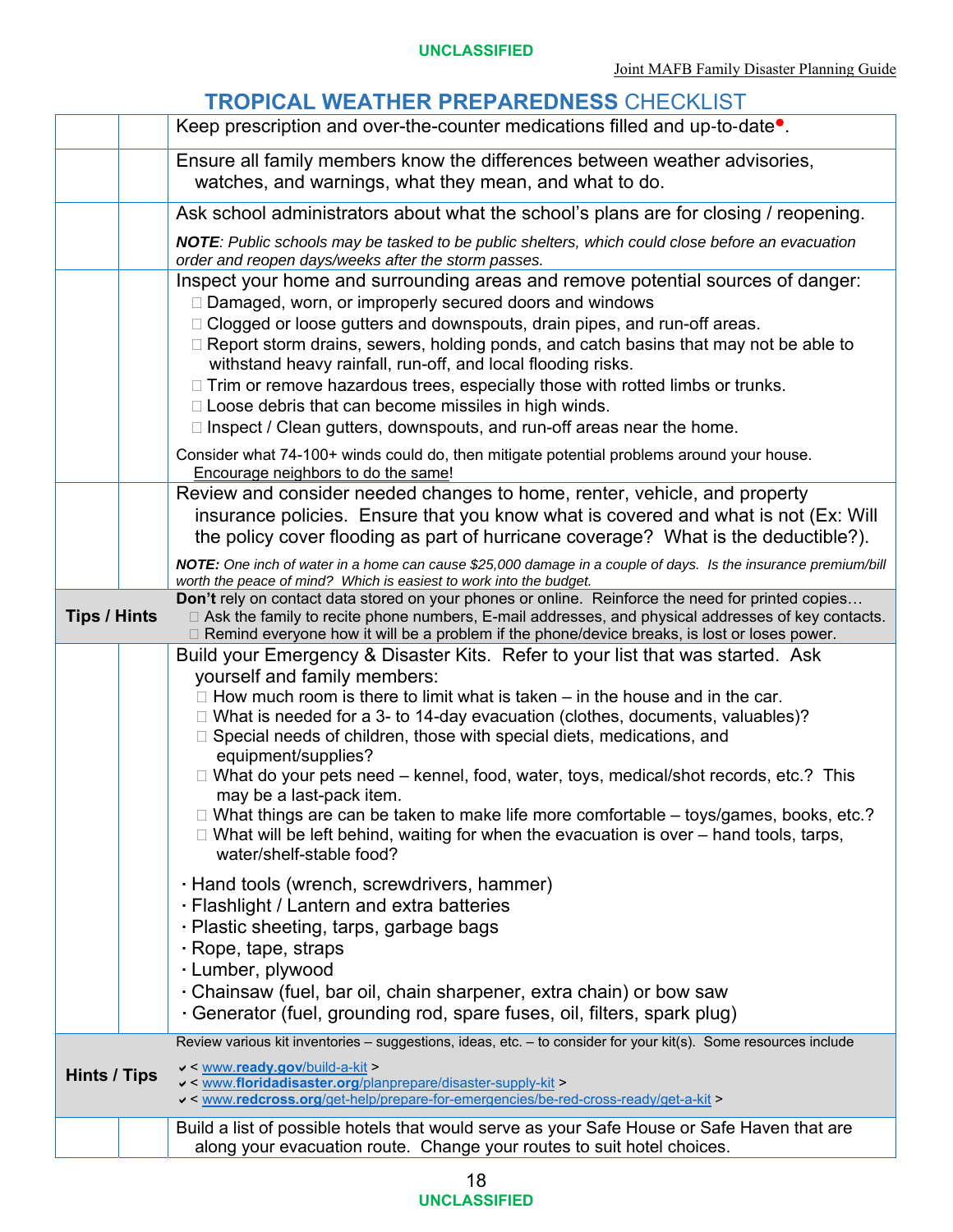## TROPICAL WEATHER PREPAREDNESS CHECKLIST

| | | |
|---|---|---|
| | | Keep prescription and over-the-counter medications filled and up-to-date•. |
| | | Ensure all family members know the differences between weather advisories, watches, and warnings, what they mean, and what to do. |
| | | Ask school administrators about what the school's plans are for closing / reopening.<br><br>***NOTE**: Public schools may be tasked to be public shelters, which could close before an evacuation order and reopen days/weeks after the storm passes.* |
| | | Inspect your home and surrounding areas and remove potential sources of danger:<br>☐ Damaged, worn, or improperly secured doors and windows<br>☐ Clogged or loose gutters and downspouts, drain pipes, and run-off areas.<br>☐ Report storm drains, sewers, holding ponds, and catch basins that may not be able to withstand heavy rainfall, run-off, and local flooding risks.<br>☐ Trim or remove hazardous trees, especially those with rotted limbs or trunks.<br>☐ Loose debris that can become missiles in high winds.<br>☐ Inspect / Clean gutters, downspouts, and run-off areas near the home.<br><br>Consider what 74-100+ winds could do, then mitigate potential problems around your house. <u>Encourage neighbors to do the same</u>! |
| | | Review and consider needed changes to home, renter, vehicle, and property insurance policies. Ensure that you know what is covered and what is not (Ex: Will the policy cover flooding as part of hurricane coverage? What is the deductible?).<br><br>***NOTE:** One inch of water in a home can cause $25,000 damage in a couple of days. Is the insurance premium/bill worth the peace of mind? Which is easiest to work into the budget.* |
| **Tips / Hints** | | **Don't** rely on contact data stored on your phones or online. Reinforce the need for printed copies…<br>☐ Ask the family to recite phone numbers, E-mail addresses, and physical addresses of key contacts.<br>☐ Remind everyone how it will be a problem if the phone/device breaks, is lost or loses power. |
| | | Build your Emergency & Disaster Kits. Refer to your list that was started. Ask yourself and family members:<br>☐ How much room is there to limit what is taken – in the house and in the car.<br>☐ What is needed for a 3- to 14-day evacuation (clothes, documents, valuables)?<br>☐ Special needs of children, those with special diets, medications, and equipment/supplies?<br>☐ What do your pets need – kennel, food, water, toys, medical/shot records, etc.? This may be a last-pack item.<br>☐ What things are can be taken to make life more comfortable – toys/games, books, etc.?<br>☐ What will be left behind, waiting for when the evacuation is over – hand tools, tarps, water/shelf-stable food?<br><br>· Hand tools (wrench, screwdrivers, hammer)<br>· Flashlight / Lantern and extra batteries<br>· Plastic sheeting, tarps, garbage bags<br>· Rope, tape, straps<br>· Lumber, plywood<br>· Chainsaw (fuel, bar oil, chain sharpener, extra chain) or bow saw<br>· Generator (fuel, grounding rod, spare fuses, oil, filters, spark plug) |
| **Hints / Tips** | | Review various kit inventories – suggestions, ideas, etc. – to consider for your kit(s). Some resources include<br>✔ < www.**ready.gov**/build-a-kit ><br>✔ < www.**floridadisaster.org**/planprepare/disaster-supply-kit ><br>✔ < www.**redcross.org**/get-help/prepare-for-emergencies/be-red-cross-ready/get-a-kit > |
| | | Build a list of possible hotels that would serve as your Safe House or Safe Haven that are along your evacuation route. Change your routes to suit hotel choices. |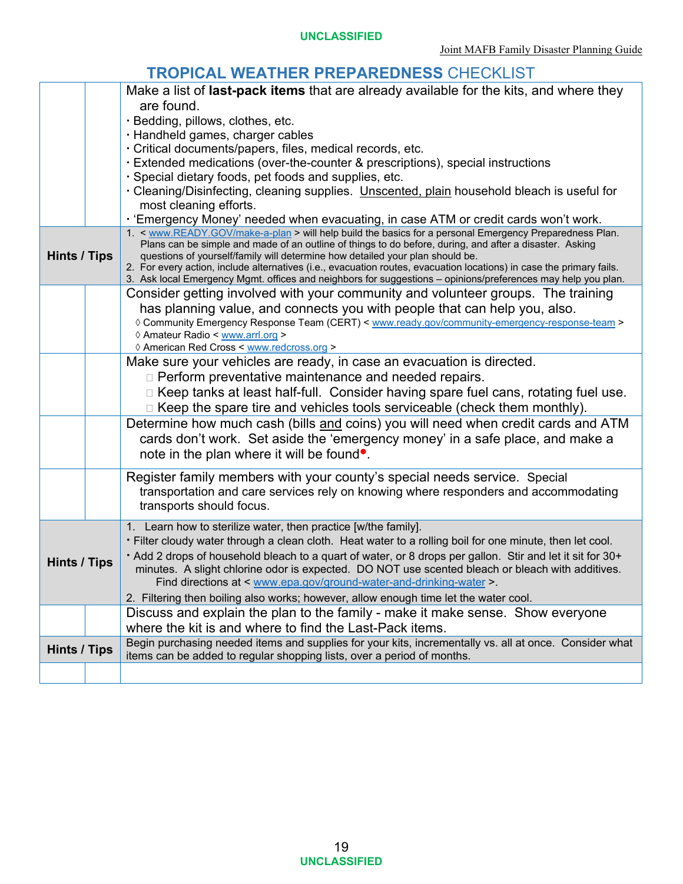## TROPICAL WEATHER PREPAREDNESS CHECKLIST

| | | |
|---|---|---|
| | | Make a list of **last-pack items** that are already available for the kits, and where they are found.<br>· Bedding, pillows, clothes, etc.<br>· Handheld games, charger cables<br>· Critical documents/papers, files, medical records, etc.<br>· Extended medications (over-the-counter & prescriptions), special instructions<br>· Special dietary foods, pet foods and supplies, etc.<br>· Cleaning/Disinfecting, cleaning supplies. Unscented, plain household bleach is useful for most cleaning efforts.<br>· 'Emergency Money' needed when evacuating, in case ATM or credit cards won't work. |
| **Hints / Tips** | | 1. < www.READY.GOV/make-a-plan > will help build the basics for a personal Emergency Preparedness Plan. Plans can be simple and made of an outline of things to do before, during, and after a disaster. Asking questions of yourself/family will determine how detailed your plan should be.<br>2. For every action, include alternatives (i.e., evacuation routes, evacuation locations) in case the primary fails.<br>3. Ask local Emergency Mgmt. offices and neighbors for suggestions – opinions/preferences may help you plan. |
| | | Consider getting involved with your community and volunteer groups. The training has planning value, and connects you with people that can help you, also.<br>◊ Community Emergency Response Team (CERT) < www.ready.gov/community-emergency-response-team ><br>◊ Amateur Radio < www.arrl.org ><br>◊ American Red Cross < www.redcross.org > |
| | | Make sure your vehicles are ready, in case an evacuation is directed.<br>☐ Perform preventative maintenance and needed repairs.<br>☐ Keep tanks at least half-full. Consider having spare fuel cans, rotating fuel use.<br>☐ Keep the spare tire and vehicles tools serviceable (check them monthly). |
| | | Determine how much cash (bills and coins) you will need when credit cards and ATM cards don't work. Set aside the 'emergency money' in a safe place, and make a note in the plan where it will be found•. |
| | | Register family members with your county's special needs service. Special transportation and care services rely on knowing where responders and accommodating transports should focus. |
| **Hints / Tips** | | 1. Learn how to sterilize water, then practice [w/the family].<br>· Filter cloudy water through a clean cloth. Heat water to a rolling boil for one minute, then let cool.<br>· Add 2 drops of household bleach to a quart of water, or 8 drops per gallon. Stir and let it sit for 30+ minutes. A slight chlorine odor is expected. DO NOT use scented bleach or bleach with additives. Find directions at < www.epa.gov/ground-water-and-drinking-water >.<br>2. Filtering then boiling also works; however, allow enough time let the water cool. |
| | | Discuss and explain the plan to the family - make it make sense. Show everyone where the kit is and where to find the Last-Pack items. |
| **Hints / Tips** | | Begin purchasing needed items and supplies for your kits, incrementally vs. all at once. Consider what items can be added to regular shopping lists, over a period of months. |
| | | |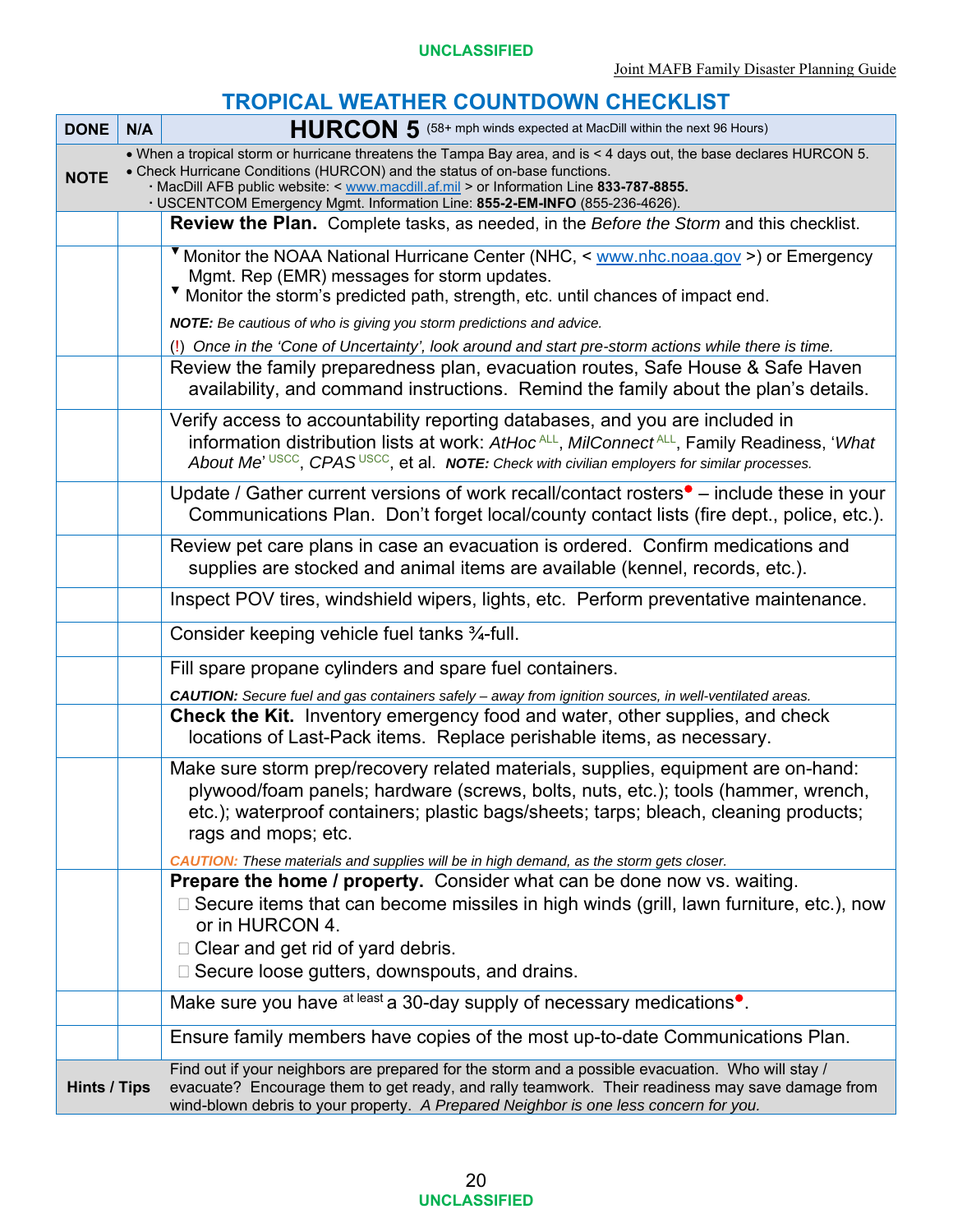# TROPICAL WEATHER COUNTDOWN CHECKLIST

| DONE | N/A | **HURCON 5** (58+ mph winds expected at MacDill within the next 96 Hours) |
|---|---|---|
| **NOTE** | | • When a tropical storm or hurricane threatens the Tampa Bay area, and is < 4 days out, the base declares HURCON 5.<br>• Check Hurricane Conditions (HURCON) and the status of on-base functions.<br>· MacDill AFB public website: < www.macdill.af.mil > or Information Line **833-787-8855.**<br>· USCENTCOM Emergency Mgmt. Information Line: **855-2-EM-INFO** (855-236-4626). |
| | | **Review the Plan.** Complete tasks, as needed, in the *Before the Storm* and this checklist. |
| | | ▾ Monitor the NOAA National Hurricane Center (NHC, < www.nhc.noaa.gov >) or Emergency Mgmt. Rep (EMR) messages for storm updates.<br>▾ Monitor the storm's predicted path, strength, etc. until chances of impact end.<br>***NOTE:*** *Be cautious of who is giving you storm predictions and advice.*<br>(!) *Once in the 'Cone of Uncertainty', look around and start pre-storm actions while there is time.* |
| | | Review the family preparedness plan, evacuation routes, Safe House & Safe Haven availability, and command instructions. Remind the family about the plan's details. |
| | | Verify access to accountability reporting databases, and you are included in information distribution lists at work: *AtHoc* [ALL], *MilConnect* [ALL], Family Readiness, '*What About Me*' [USCC], *CPAS* [USCC], et al. ***NOTE:*** *Check with civilian employers for similar processes.* |
| | | Update / Gather current versions of work recall/contact rosters• – include these in your Communications Plan. Don't forget local/county contact lists (fire dept., police, etc.). |
| | | Review pet care plans in case an evacuation is ordered. Confirm medications and supplies are stocked and animal items are available (kennel, records, etc.). |
| | | Inspect POV tires, windshield wipers, lights, etc. Perform preventative maintenance. |
| | | Consider keeping vehicle fuel tanks ¾-full. |
| | | Fill spare propane cylinders and spare fuel containers.<br>***CAUTION:*** *Secure fuel and gas containers safely – away from ignition sources, in well-ventilated areas.* |
| | | **Check the Kit.** Inventory emergency food and water, other supplies, and check locations of Last-Pack items. Replace perishable items, as necessary. |
| | | Make sure storm prep/recovery related materials, supplies, equipment are on-hand: plywood/foam panels; hardware (screws, bolts, nuts, etc.); tools (hammer, wrench, etc.); waterproof containers; plastic bags/sheets; tarps; bleach, cleaning products; rags and mops; etc.<br>***CAUTION:*** *These materials and supplies will be in high demand, as the storm gets closer.* |
| | | **Prepare the home / property.** Consider what can be done now vs. waiting.<br>☐ Secure items that can become missiles in high winds (grill, lawn furniture, etc.), now or in HURCON 4.<br>☐ Clear and get rid of yard debris.<br>☐ Secure loose gutters, downspouts, and drains. |
| | | Make sure you have at least a 30-day supply of necessary medications•. |
| | | Ensure family members have copies of the most up-to-date Communications Plan. |
| **Hints / Tips** | | Find out if your neighbors are prepared for the storm and a possible evacuation. Who will stay / evacuate? Encourage them to get ready, and rally teamwork. Their readiness may save damage from wind-blown debris to your property. *A Prepared Neighbor is one less concern for you.* |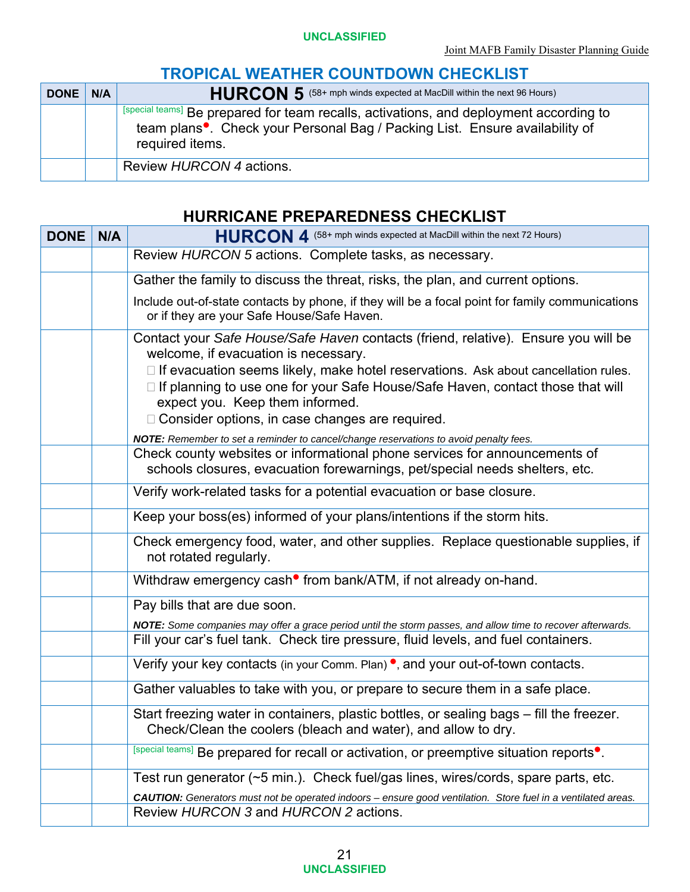## TROPICAL WEATHER COUNTDOWN CHECKLIST

| DONE | N/A | **HURCON 5** (58+ mph winds expected at MacDill within the next 96 Hours) |
|---|---|---|
| | | [special teams] Be prepared for team recalls, activations, and deployment according to team plans•. Check your Personal Bag / Packing List. Ensure availability of required items. |
| | | Review *HURCON 4* actions. |

## HURRICANE PREPAREDNESS CHECKLIST

| DONE | N/A | **HURCON 4** (58+ mph winds expected at MacDill within the next 72 Hours) |
|---|---|---|
| | | Review *HURCON 5* actions. Complete tasks, as necessary. |
| | | Gather the family to discuss the threat, risks, the plan, and current options.<br>Include out-of-state contacts by phone, if they will be a focal point for family communications or if they are your Safe House/Safe Haven. |
| | | Contact your *Safe House/Safe Haven* contacts (friend, relative). Ensure you will be welcome, if evacuation is necessary.<br>☐ If evacuation seems likely, make hotel reservations. Ask about cancellation rules.<br>☐ If planning to use one for your Safe House/Safe Haven, contact those that will expect you. Keep them informed.<br>☐ Consider options, in case changes are required.<br>***NOTE:*** *Remember to set a reminder to cancel/change reservations to avoid penalty fees.* |
| | | Check county websites or informational phone services for announcements of schools closures, evacuation forewarnings, pet/special needs shelters, etc. |
| | | Verify work-related tasks for a potential evacuation or base closure. |
| | | Keep your boss(es) informed of your plans/intentions if the storm hits. |
| | | Check emergency food, water, and other supplies. Replace questionable supplies, if not rotated regularly. |
| | | Withdraw emergency cash• from bank/ATM, if not already on-hand. |
| | | Pay bills that are due soon.<br>***NOTE:*** *Some companies may offer a grace period until the storm passes, and allow time to recover afterwards.* |
| | | Fill your car's fuel tank. Check tire pressure, fluid levels, and fuel containers. |
| | | Verify your key contacts (in your Comm. Plan) •, and your out-of-town contacts. |
| | | Gather valuables to take with you, or prepare to secure them in a safe place. |
| | | Start freezing water in containers, plastic bottles, or sealing bags – fill the freezer. Check/Clean the coolers (bleach and water), and allow to dry. |
| | | [special teams] Be prepared for recall or activation, or preemptive situation reports•. |
| | | Test run generator (~5 min.). Check fuel/gas lines, wires/cords, spare parts, etc.<br>***CAUTION:*** *Generators must not be operated indoors – ensure good ventilation. Store fuel in a ventilated areas.* |
| | | Review *HURCON 3* and *HURCON 2* actions. |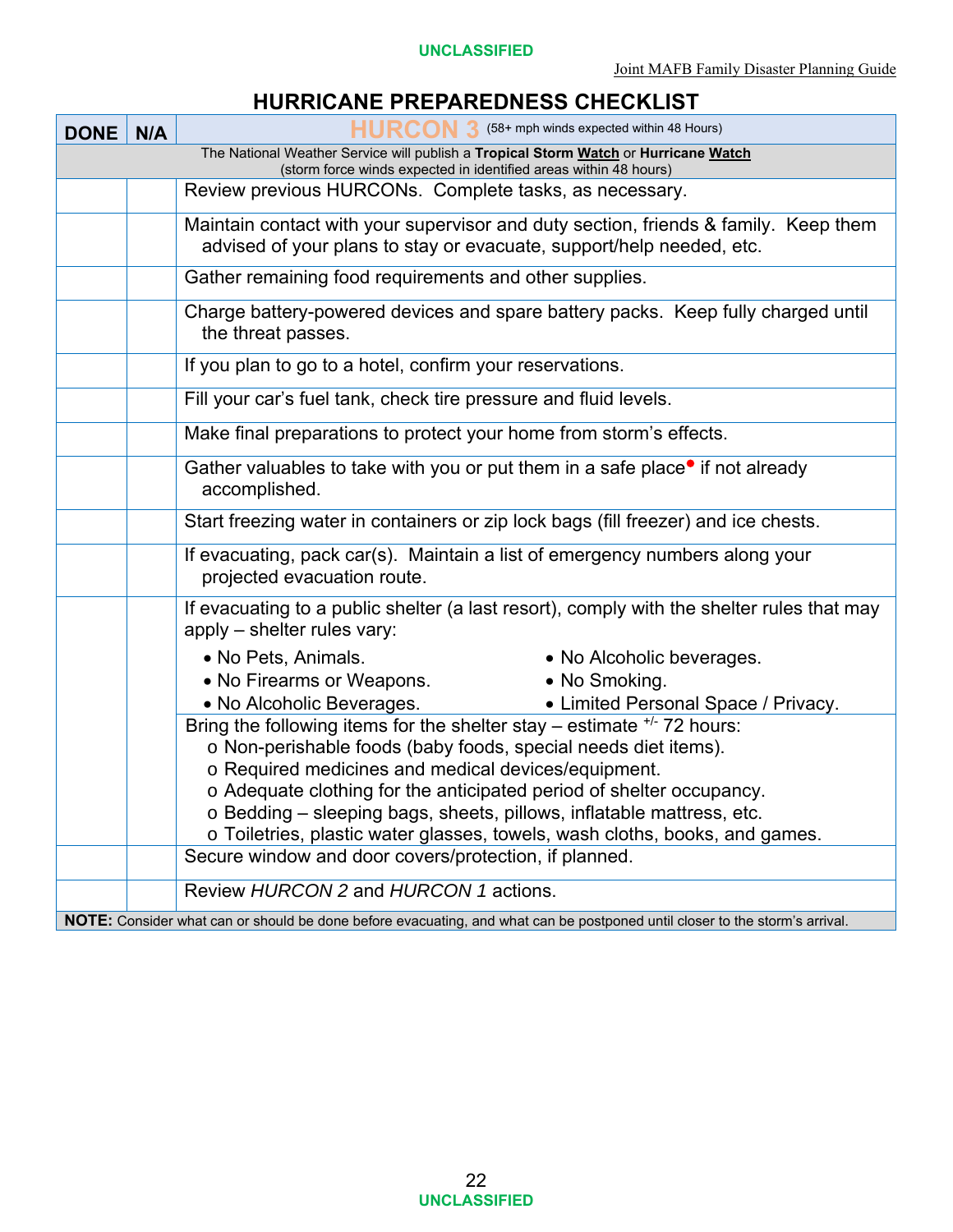## HURRICANE PREPAREDNESS CHECKLIST

| DONE | N/A | **HURCON 3** (58+ mph winds expected within 48 Hours) |
|---|---|---|
| | | The National Weather Service will publish a **Tropical Storm Watch** or **Hurricane Watch** (storm force winds expected in identified areas within 48 hours) |
| | | Review previous HURCONs. Complete tasks, as necessary. |
| | | Maintain contact with your supervisor and duty section, friends & family. Keep them advised of your plans to stay or evacuate, support/help needed, etc. |
| | | Gather remaining food requirements and other supplies. |
| | | Charge battery-powered devices and spare battery packs. Keep fully charged until the threat passes. |
| | | If you plan to go to a hotel, confirm your reservations. |
| | | Fill your car's fuel tank, check tire pressure and fluid levels. |
| | | Make final preparations to protect your home from storm's effects. |
| | | Gather valuables to take with you or put them in a safe place• if not already accomplished. |
| | | Start freezing water in containers or zip lock bags (fill freezer) and ice chests. |
| | | If evacuating, pack car(s). Maintain a list of emergency numbers along your projected evacuation route. |
| | | If evacuating to a public shelter (a last resort), comply with the shelter rules that may apply – shelter rules vary:<br>• No Pets, Animals.<br>• No Firearms or Weapons.<br>• No Alcoholic Beverages.<br>• No Alcoholic beverages.<br>• No Smoking.<br>• Limited Personal Space / Privacy.<br>Bring the following items for the shelter stay – estimate +/- 72 hours:<br>o Non-perishable foods (baby foods, special needs diet items).<br>o Required medicines and medical devices/equipment.<br>o Adequate clothing for the anticipated period of shelter occupancy.<br>o Bedding – sleeping bags, sheets, pillows, inflatable mattress, etc.<br>o Toiletries, plastic water glasses, towels, wash cloths, books, and games. |
| | | Secure window and door covers/protection, if planned. |
| | | Review *HURCON 2* and *HURCON 1* actions. |

**NOTE:** Consider what can or should be done before evacuating, and what can be postponed until closer to the storm's arrival.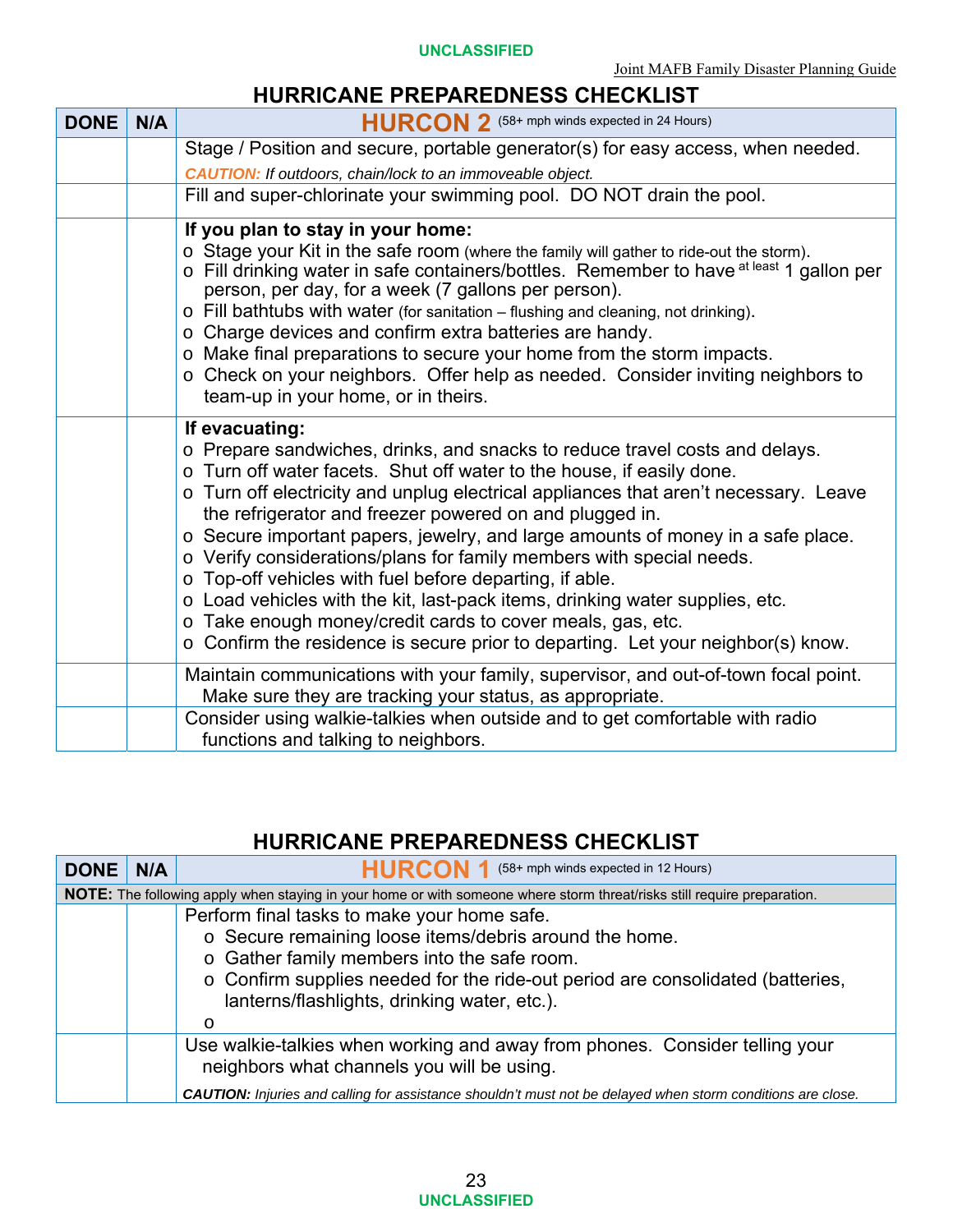## HURRICANE PREPAREDNESS CHECKLIST

| DONE | N/A | **HURCON 2** (58+ mph winds expected in 24 Hours) |
|---|---|---|
| | | Stage / Position and secure, portable generator(s) for easy access, when needed.<br>***CAUTION:*** *If outdoors, chain/lock to an immoveable object.* |
| | | Fill and super-chlorinate your swimming pool. DO NOT drain the pool. |
| | | **If you plan to stay in your home:**<br>o Stage your Kit in the safe room (where the family will gather to ride-out the storm).<br>o Fill drinking water in safe containers/bottles. Remember to have at least 1 gallon per person, per day, for a week (7 gallons per person).<br>o Fill bathtubs with water (for sanitation – flushing and cleaning, not drinking).<br>o Charge devices and confirm extra batteries are handy.<br>o Make final preparations to secure your home from the storm impacts.<br>o Check on your neighbors. Offer help as needed. Consider inviting neighbors to team-up in your home, or in theirs. |
| | | **If evacuating:**<br>o Prepare sandwiches, drinks, and snacks to reduce travel costs and delays.<br>o Turn off water facets. Shut off water to the house, if easily done.<br>o Turn off electricity and unplug electrical appliances that aren't necessary. Leave the refrigerator and freezer powered on and plugged in.<br>o Secure important papers, jewelry, and large amounts of money in a safe place.<br>o Verify considerations/plans for family members with special needs.<br>o Top-off vehicles with fuel before departing, if able.<br>o Load vehicles with the kit, last-pack items, drinking water supplies, etc.<br>o Take enough money/credit cards to cover meals, gas, etc.<br>o Confirm the residence is secure prior to departing. Let your neighbor(s) know. |
| | | Maintain communications with your family, supervisor, and out-of-town focal point. Make sure they are tracking your status, as appropriate. |
| | | Consider using walkie-talkies when outside and to get comfortable with radio functions and talking to neighbors. |

## HURRICANE PREPAREDNESS CHECKLIST

| DONE | N/A | **HURCON 1** (58+ mph winds expected in 12 Hours) |
|---|---|---|
| **NOTE:** The following apply when staying in your home or with someone where storm threat/risks still require preparation. | | |
| | | Perform final tasks to make your home safe.<br>o Secure remaining loose items/debris around the home.<br>o Gather family members into the safe room.<br>o Confirm supplies needed for the ride-out period are consolidated (batteries, lanterns/flashlights, drinking water, etc.).<br>o |
| | | Use walkie-talkies when working and away from phones. Consider telling your neighbors what channels you will be using.<br>***CAUTION:*** *Injuries and calling for assistance shouldn't must not be delayed when storm conditions are close.* |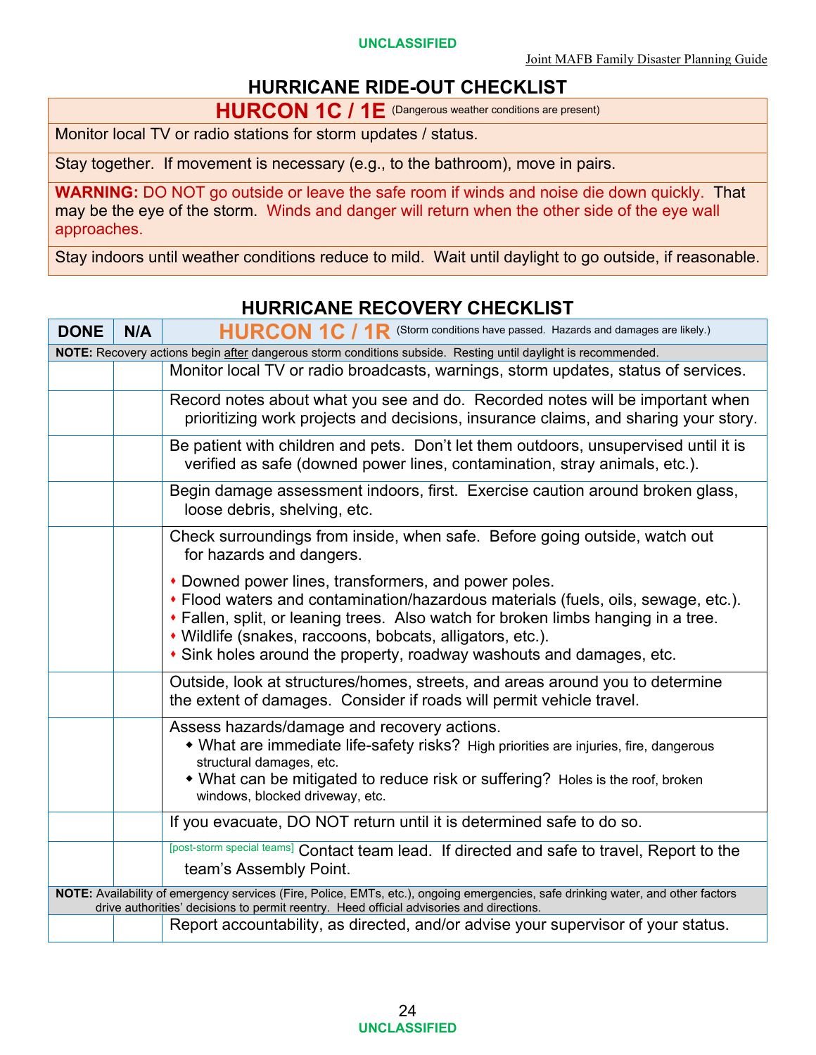## HURRICANE RIDE-OUT CHECKLIST

| **HURCON 1C / 1E** (Dangerous weather conditions are present) |
|---|
| Monitor local TV or radio stations for storm updates / status. |
| Stay together. If movement is necessary (e.g., to the bathroom), move in pairs. |
| **WARNING:** DO NOT go outside or leave the safe room if winds and noise die down quickly. That may be the eye of the storm. Winds and danger will return when the other side of the eye wall approaches. |
| Stay indoors until weather conditions reduce to mild. Wait until daylight to go outside, if reasonable. |

## HURRICANE RECOVERY CHECKLIST

| DONE | N/A | **HURCON 1C / 1R** (Storm conditions have passed. Hazards and damages are likely.) |
|---|---|---|
| **NOTE:** Recovery actions begin after dangerous storm conditions subside. Resting until daylight is recommended. | | |
| | | Monitor local TV or radio broadcasts, warnings, storm updates, status of services. |
| | | Record notes about what you see and do. Recorded notes will be important when prioritizing work projects and decisions, insurance claims, and sharing your story. |
| | | Be patient with children and pets. Don't let them outdoors, unsupervised until it is verified as safe (downed power lines, contamination, stray animals, etc.). |
| | | Begin damage assessment indoors, first. Exercise caution around broken glass, loose debris, shelving, etc. |
| | | Check surroundings from inside, when safe. Before going outside, watch out for hazards and dangers.<br>• Downed power lines, transformers, and power poles.<br>• Flood waters and contamination/hazardous materials (fuels, oils, sewage, etc.).<br>• Fallen, split, or leaning trees. Also watch for broken limbs hanging in a tree.<br>• Wildlife (snakes, raccoons, bobcats, alligators, etc.).<br>• Sink holes around the property, roadway washouts and damages, etc. |
| | | Outside, look at structures/homes, streets, and areas around you to determine the extent of damages. Consider if roads will permit vehicle travel. |
| | | Assess hazards/damage and recovery actions.<br>• What are immediate life-safety risks? High priorities are injuries, fire, dangerous structural damages, etc.<br>• What can be mitigated to reduce risk or suffering? Holes is the roof, broken windows, blocked driveway, etc. |
| | | If you evacuate, DO NOT return until it is determined safe to do so. |
| | | [post-storm special teams] Contact team lead. If directed and safe to travel, Report to the team's Assembly Point. |
| **NOTE:** Availability of emergency services (Fire, Police, EMTs, etc.), ongoing emergencies, safe drinking water, and other factors drive authorities' decisions to permit reentry. Heed official advisories and directions. | | |
| | | Report accountability, as directed, and/or advise your supervisor of your status. |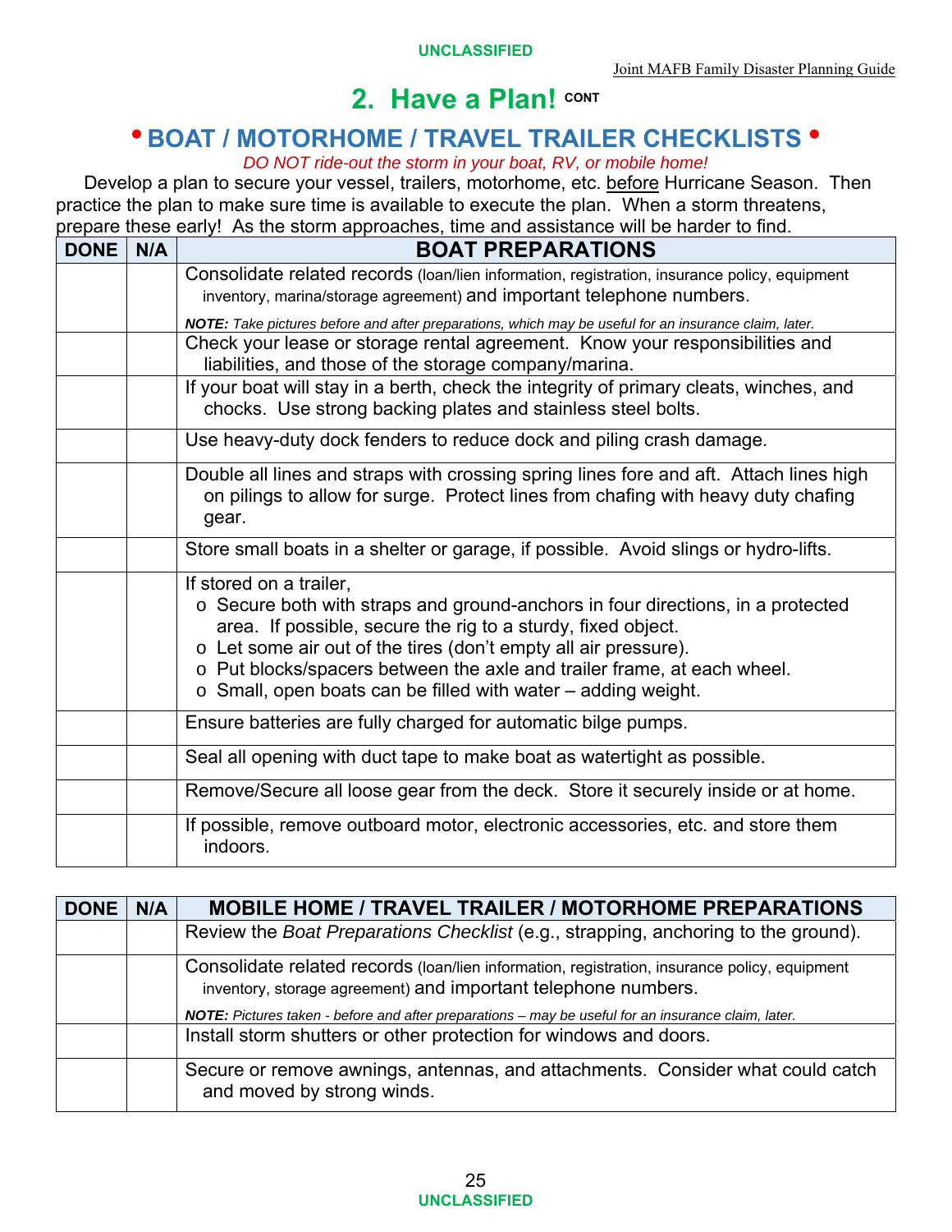## 2. Have a Plan! CONT

### • BOAT / MOTORHOME / TRAVEL TRAILER CHECKLISTS •

*DO NOT ride-out the storm in your boat, RV, or mobile home!*

Develop a plan to secure your vessel, trailers, motorhome, etc. before Hurricane Season. Then practice the plan to make sure time is available to execute the plan. When a storm threatens, prepare these early! As the storm approaches, time and assistance will be harder to find.

| DONE | N/A | BOAT PREPARATIONS |
|---|---|---|
| | | Consolidate related records (loan/lien information, registration, insurance policy, equipment inventory, marina/storage agreement) and important telephone numbers.<br>***NOTE:*** *Take pictures before and after preparations, which may be useful for an insurance claim, later.* |
| | | Check your lease or storage rental agreement. Know your responsibilities and liabilities, and those of the storage company/marina. |
| | | If your boat will stay in a berth, check the integrity of primary cleats, winches, and chocks. Use strong backing plates and stainless steel bolts. |
| | | Use heavy-duty dock fenders to reduce dock and piling crash damage. |
| | | Double all lines and straps with crossing spring lines fore and aft. Attach lines high on pilings to allow for surge. Protect lines from chafing with heavy duty chafing gear. |
| | | Store small boats in a shelter or garage, if possible. Avoid slings or hydro-lifts. |
| | | If stored on a trailer,<br>o Secure both with straps and ground-anchors in four directions, in a protected area. If possible, secure the rig to a sturdy, fixed object.<br>o Let some air out of the tires (don't empty all air pressure).<br>o Put blocks/spacers between the axle and trailer frame, at each wheel.<br>o Small, open boats can be filled with water – adding weight. |
| | | Ensure batteries are fully charged for automatic bilge pumps. |
| | | Seal all opening with duct tape to make boat as watertight as possible. |
| | | Remove/Secure all loose gear from the deck. Store it securely inside or at home. |
| | | If possible, remove outboard motor, electronic accessories, etc. and store them indoors. |

| DONE | N/A | MOBILE HOME / TRAVEL TRAILER / MOTORHOME PREPARATIONS |
|---|---|---|
| | | Review the *Boat Preparations Checklist* (e.g., strapping, anchoring to the ground). |
| | | Consolidate related records (loan/lien information, registration, insurance policy, equipment inventory, storage agreement) and important telephone numbers.<br>***NOTE:*** *Pictures taken - before and after preparations – may be useful for an insurance claim, later.* |
| | | Install storm shutters or other protection for windows and doors. |
| | | Secure or remove awnings, antennas, and attachments. Consider what could catch and moved by strong winds. |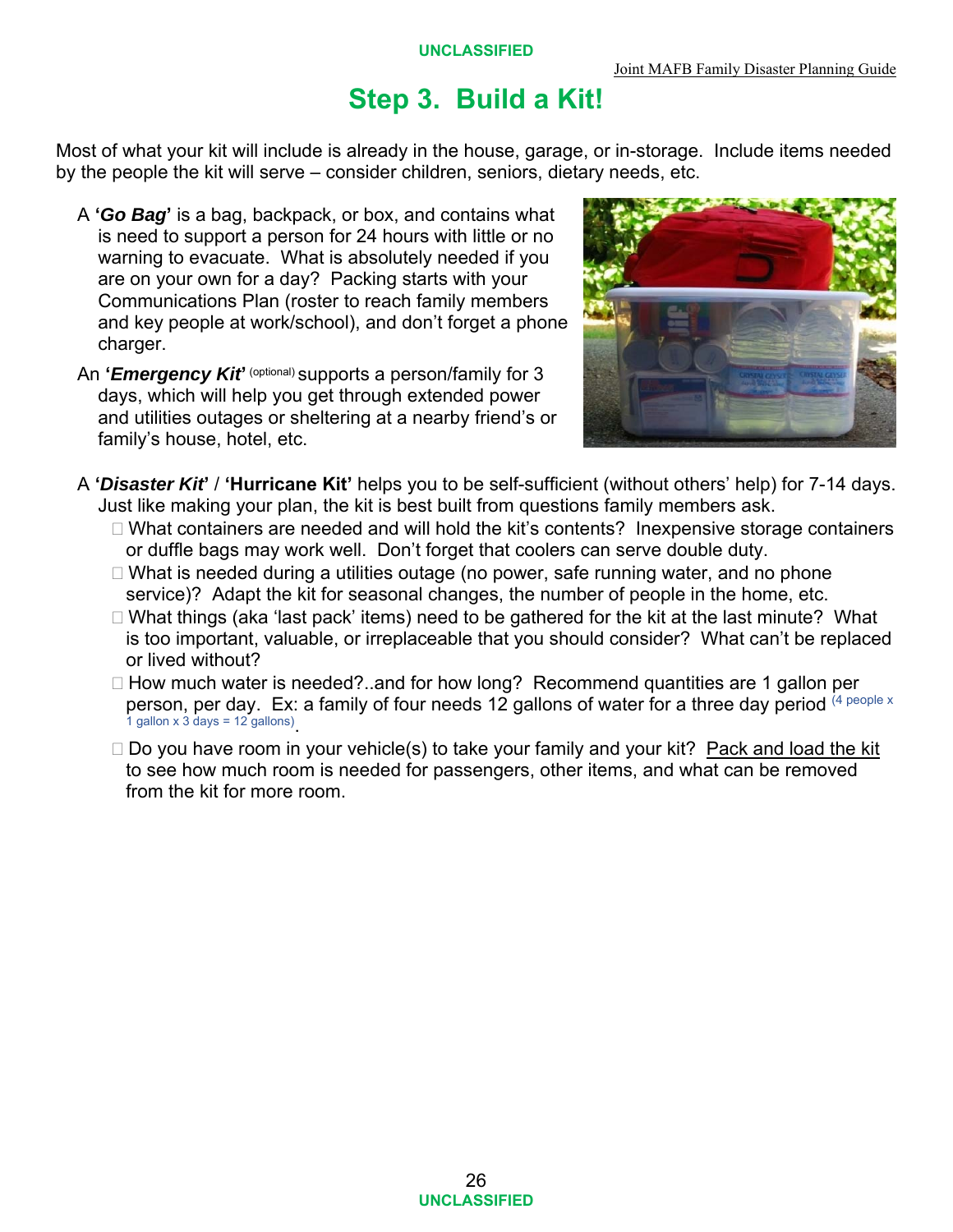# Step 3. Build a Kit!

Most of what your kit will include is already in the house, garage, or in-storage. Include items needed by the people the kit will serve – consider children, seniors, dietary needs, etc.

A **'*Go Bag*'** is a bag, backpack, or box, and contains what is need to support a person for 24 hours with little or no warning to evacuate. What is absolutely needed if you are on your own for a day? Packing starts with your Communications Plan (roster to reach family members and key people at work/school), and don't forget a phone charger.

An **'*Emergency Kit*'** (optional) supports a person/family for 3 days, which will help you get through extended power and utilities outages or sheltering at a nearby friend's or family's house, hotel, etc.

A **'*Disaster Kit*'** / **'Hurricane Kit'** helps you to be self-sufficient (without others' help) for 7-14 days. Just like making your plan, the kit is best built from questions family members ask.

- What containers are needed and will hold the kit's contents? Inexpensive storage containers or duffle bags may work well. Don't forget that coolers can serve double duty.
- What is needed during a utilities outage (no power, safe running water, and no phone service)? Adapt the kit for seasonal changes, the number of people in the home, etc.
- What things (aka 'last pack' items) need to be gathered for the kit at the last minute? What is too important, valuable, or irreplaceable that you should consider? What can't be replaced or lived without?
- How much water is needed?..and for how long? Recommend quantities are 1 gallon per person, per day. Ex: a family of four needs 12 gallons of water for a three day period (4 people x 1 gallon x 3 days = 12 gallons).
- Do you have room in your vehicle(s) to take your family and your kit? Pack and load the kit to see how much room is needed for passengers, other items, and what can be removed from the kit for more room.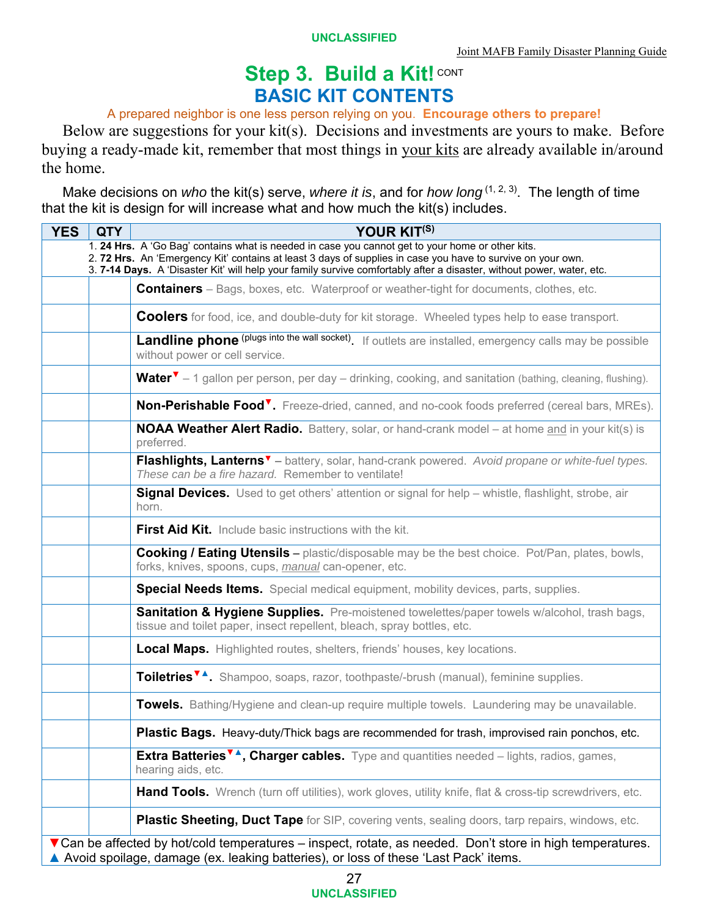# Step 3. Build a Kit! CONT

## BASIC KIT CONTENTS

A prepared neighbor is one less person relying on you. **Encourage others to prepare!**

Below are suggestions for your kit(s). Decisions and investments are yours to make. Before buying a ready-made kit, remember that most things in your kits are already available in/around the home.

Make decisions on *who* the kit(s) serve, *where it is*, and for *how long* [1, 2, 3]. The length of time that the kit is design for will increase what and how much the kit(s) includes.

| YES | QTY | YOUR KIT(S) |
|---|---|---|
| | | 1. **24 Hrs.** A 'Go Bag' contains what is needed in case you cannot get to your home or other kits.<br>2. **72 Hrs.** An 'Emergency Kit' contains at least 3 days of supplies in case you have to survive on your own.<br>3. **7-14 Days.** A 'Disaster Kit' will help your family survive comfortably after a disaster, without power, water, etc. |
| | | **Containers** – Bags, boxes, etc. Waterproof or weather-tight for documents, clothes, etc. |
| | | **Coolers** for food, ice, and double-duty for kit storage. Wheeled types help to ease transport. |
| | | **Landline phone** (plugs into the wall socket). If outlets are installed, emergency calls may be possible without power or cell service. |
| | | **Water**▼ – 1 gallon per person, per day – drinking, cooking, and sanitation (bathing, cleaning, flushing). |
| | | **Non-Perishable Food**▼. Freeze-dried, canned, and no-cook foods preferred (cereal bars, MREs). |
| | | **NOAA Weather Alert Radio.** Battery, solar, or hand-crank model – at home and in your kit(s) is preferred. |
| | | **Flashlights, Lanterns**▼ – battery, solar, hand-crank powered. *Avoid propane or white-fuel types. These can be a fire hazard.* Remember to ventilate! |
| | | **Signal Devices.** Used to get others' attention or signal for help – whistle, flashlight, strobe, air horn. |
| | | **First Aid Kit.** Include basic instructions with the kit. |
| | | **Cooking / Eating Utensils** – plastic/disposable may be the best choice. Pot/Pan, plates, bowls, forks, knives, spoons, cups, *manual* can-opener, etc. |
| | | **Special Needs Items.** Special medical equipment, mobility devices, parts, supplies. |
| | | **Sanitation & Hygiene Supplies.** Pre-moistened towelettes/paper towels w/alcohol, trash bags, tissue and toilet paper, insect repellent, bleach, spray bottles, etc. |
| | | **Local Maps.** Highlighted routes, shelters, friends' houses, key locations. |
| | | **Toiletries**▼▲. Shampoo, soaps, razor, toothpaste/-brush (manual), feminine supplies. |
| | | **Towels.** Bathing/Hygiene and clean-up require multiple towels. Laundering may be unavailable. |
| | | **Plastic Bags.** Heavy-duty/Thick bags are recommended for trash, improvised rain ponchos, etc. |
| | | **Extra Batteries**▼▲**, Charger cables.** Type and quantities needed – lights, radios, games, hearing aids, etc. |
| | | **Hand Tools.** Wrench (turn off utilities), work gloves, utility knife, flat & cross-tip screwdrivers, etc. |
| | | **Plastic Sheeting, Duct Tape** for SIP, covering vents, sealing doors, tarp repairs, windows, etc. |

▼Can be affected by hot/cold temperatures – inspect, rotate, as needed. Don't store in high temperatures.
▲ Avoid spoilage, damage (ex. leaking batteries), or loss of these 'Last Pack' items.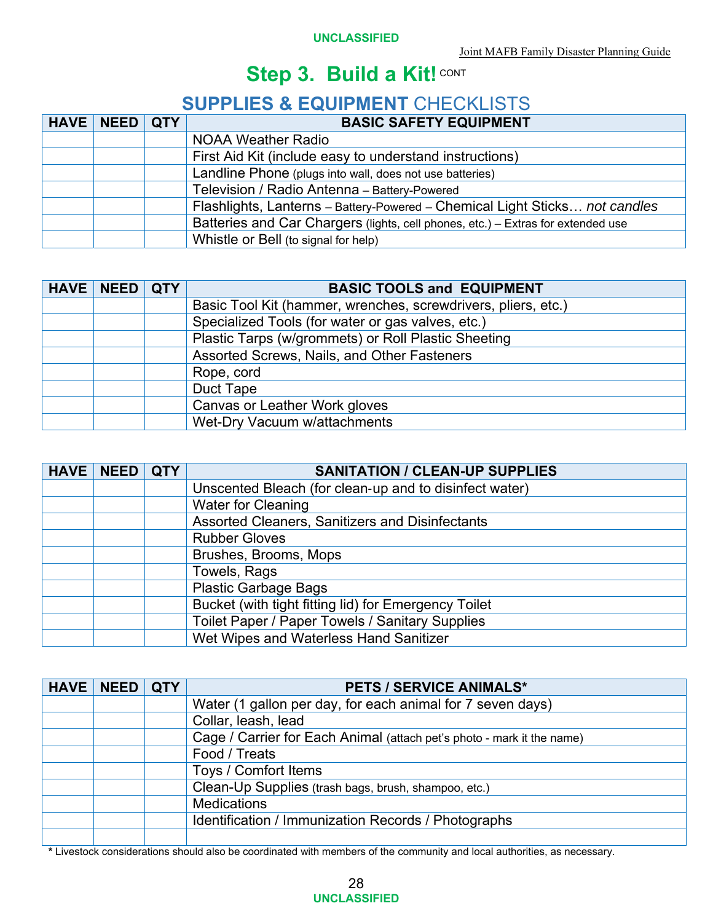# Step 3. Build a Kit! CONT

## SUPPLIES & EQUIPMENT CHECKLISTS

| HAVE | NEED | QTY | BASIC SAFETY EQUIPMENT |
|---|---|---|---|
| | | | NOAA Weather Radio |
| | | | First Aid Kit (include easy to understand instructions) |
| | | | Landline Phone (plugs into wall, does not use batteries) |
| | | | Television / Radio Antenna – Battery-Powered |
| | | | Flashlights, Lanterns – Battery-Powered – Chemical Light Sticks… *not candles* |
| | | | Batteries and Car Chargers (lights, cell phones, etc.) – Extras for extended use |
| | | | Whistle or Bell (to signal for help) |

| HAVE | NEED | QTY | BASIC TOOLS and EQUIPMENT |
|---|---|---|---|
| | | | Basic Tool Kit (hammer, wrenches, screwdrivers, pliers, etc.) |
| | | | Specialized Tools (for water or gas valves, etc.) |
| | | | Plastic Tarps (w/grommets) or Roll Plastic Sheeting |
| | | | Assorted Screws, Nails, and Other Fasteners |
| | | | Rope, cord |
| | | | Duct Tape |
| | | | Canvas or Leather Work gloves |
| | | | Wet-Dry Vacuum w/attachments |

| HAVE | NEED | QTY | SANITATION / CLEAN-UP SUPPLIES |
|---|---|---|---|
| | | | Unscented Bleach (for clean-up and to disinfect water) |
| | | | Water for Cleaning |
| | | | Assorted Cleaners, Sanitizers and Disinfectants |
| | | | Rubber Gloves |
| | | | Brushes, Brooms, Mops |
| | | | Towels, Rags |
| | | | Plastic Garbage Bags |
| | | | Bucket (with tight fitting lid) for Emergency Toilet |
| | | | Toilet Paper / Paper Towels / Sanitary Supplies |
| | | | Wet Wipes and Waterless Hand Sanitizer |

| HAVE | NEED | QTY | PETS / SERVICE ANIMALS* |
|---|---|---|---|
| | | | Water (1 gallon per day, for each animal for 7 seven days) |
| | | | Collar, leash, lead |
| | | | Cage / Carrier for Each Animal (attach pet's photo - mark it the name) |
| | | | Food / Treats |
| | | | Toys / Comfort Items |
| | | | Clean-Up Supplies (trash bags, brush, shampoo, etc.) |
| | | | Medications |
| | | | Identification / Immunization Records / Photographs |
| | | | |

\* Livestock considerations should also be coordinated with members of the community and local authorities, as necessary.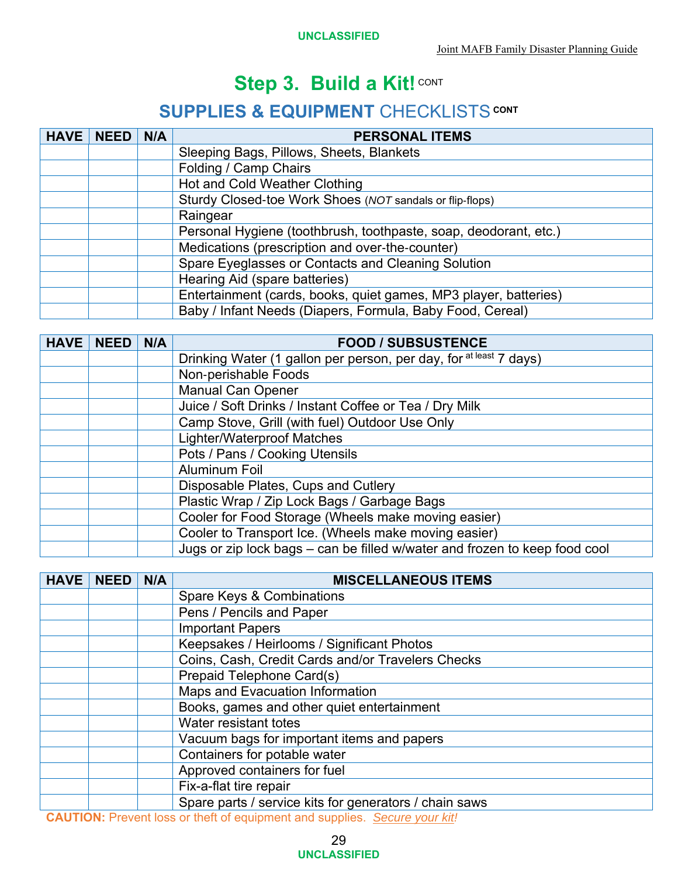# Step 3. Build a Kit! CONT

## SUPPLIES & EQUIPMENT CHECKLISTS CONT

| HAVE | NEED | N/A | PERSONAL ITEMS |
|---|---|---|---|
| | | | Sleeping Bags, Pillows, Sheets, Blankets |
| | | | Folding / Camp Chairs |
| | | | Hot and Cold Weather Clothing |
| | | | Sturdy Closed-toe Work Shoes (*NOT* sandals or flip-flops) |
| | | | Raingear |
| | | | Personal Hygiene (toothbrush, toothpaste, soap, deodorant, etc.) |
| | | | Medications (prescription and over-the-counter) |
| | | | Spare Eyeglasses or Contacts and Cleaning Solution |
| | | | Hearing Aid (spare batteries) |
| | | | Entertainment (cards, books, quiet games, MP3 player, batteries) |
| | | | Baby / Infant Needs (Diapers, Formula, Baby Food, Cereal) |

| HAVE | NEED | N/A | FOOD / SUBSUSTENCE |
|---|---|---|---|
| | | | Drinking Water (1 gallon per person, per day, for at least 7 days) |
| | | | Non-perishable Foods |
| | | | Manual Can Opener |
| | | | Juice / Soft Drinks / Instant Coffee or Tea / Dry Milk |
| | | | Camp Stove, Grill (with fuel) Outdoor Use Only |
| | | | Lighter/Waterproof Matches |
| | | | Pots / Pans / Cooking Utensils |
| | | | Aluminum Foil |
| | | | Disposable Plates, Cups and Cutlery |
| | | | Plastic Wrap / Zip Lock Bags / Garbage Bags |
| | | | Cooler for Food Storage (Wheels make moving easier) |
| | | | Cooler to Transport Ice. (Wheels make moving easier) |
| | | | Jugs or zip lock bags – can be filled w/water and frozen to keep food cool |

| HAVE | NEED | N/A | MISCELLANEOUS ITEMS |
|---|---|---|---|
| | | | Spare Keys & Combinations |
| | | | Pens / Pencils and Paper |
| | | | Important Papers |
| | | | Keepsakes / Heirlooms / Significant Photos |
| | | | Coins, Cash, Credit Cards and/or Travelers Checks |
| | | | Prepaid Telephone Card(s) |
| | | | Maps and Evacuation Information |
| | | | Books, games and other quiet entertainment |
| | | | Water resistant totes |
| | | | Vacuum bags for important items and papers |
| | | | Containers for potable water |
| | | | Approved containers for fuel |
| | | | Fix-a-flat tire repair |
| | | | Spare parts / service kits for generators / chain saws |

**CAUTION:** Prevent loss or theft of equipment and supplies. *Secure your kit!*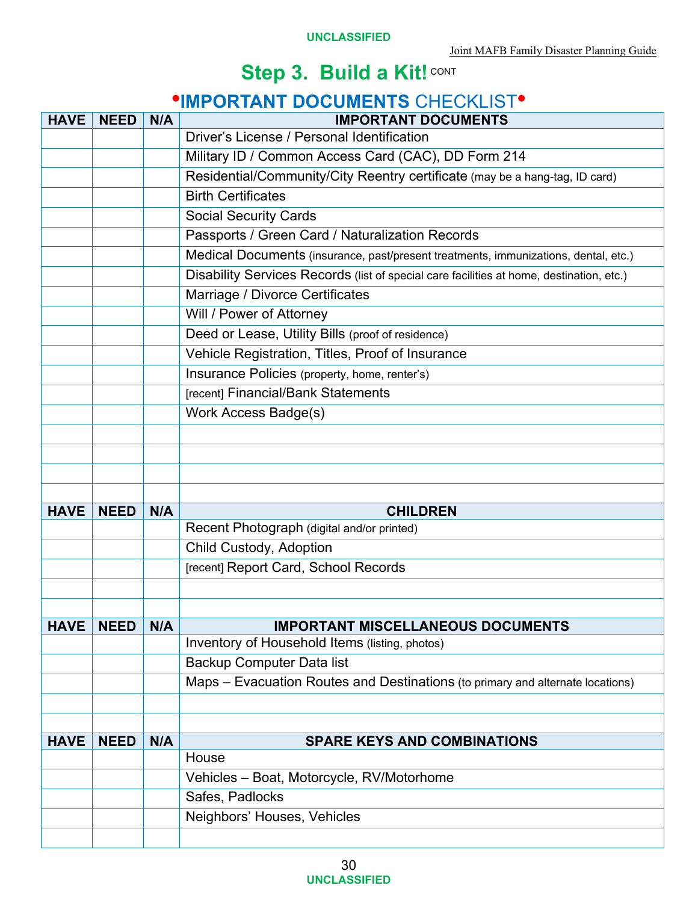# Step 3. Build a Kit! CONT

## •IMPORTANT DOCUMENTS CHECKLIST•

| HAVE | NEED | N/A | IMPORTANT DOCUMENTS |
|---|---|---|---|
| | | | Driver's License / Personal Identification |
| | | | Military ID / Common Access Card (CAC), DD Form 214 |
| | | | Residential/Community/City Reentry certificate (may be a hang-tag, ID card) |
| | | | Birth Certificates |
| | | | Social Security Cards |
| | | | Passports / Green Card / Naturalization Records |
| | | | Medical Documents (insurance, past/present treatments, immunizations, dental, etc.) |
| | | | Disability Services Records (list of special care facilities at home, destination, etc.) |
| | | | Marriage / Divorce Certificates |
| | | | Will / Power of Attorney |
| | | | Deed or Lease, Utility Bills (proof of residence) |
| | | | Vehicle Registration, Titles, Proof of Insurance |
| | | | Insurance Policies (property, home, renter's) |
| | | | [recent] Financial/Bank Statements |
| | | | Work Access Badge(s) |
| | | | |
| | | | |
| | | | |
| | | | |
| **HAVE** | **NEED** | **N/A** | **CHILDREN** |
| | | | Recent Photograph (digital and/or printed) |
| | | | Child Custody, Adoption |
| | | | [recent] Report Card, School Records |
| | | | |
| | | | |
| **HAVE** | **NEED** | **N/A** | **IMPORTANT MISCELLANEOUS DOCUMENTS** |
| | | | Inventory of Household Items (listing, photos) |
| | | | Backup Computer Data list |
| | | | Maps – Evacuation Routes and Destinations (to primary and alternate locations) |
| | | | |
| | | | |
| **HAVE** | **NEED** | **N/A** | **SPARE KEYS AND COMBINATIONS** |
| | | | House |
| | | | Vehicles – Boat, Motorcycle, RV/Motorhome |
| | | | Safes, Padlocks |
| | | | Neighbors' Houses, Vehicles |
| | | | |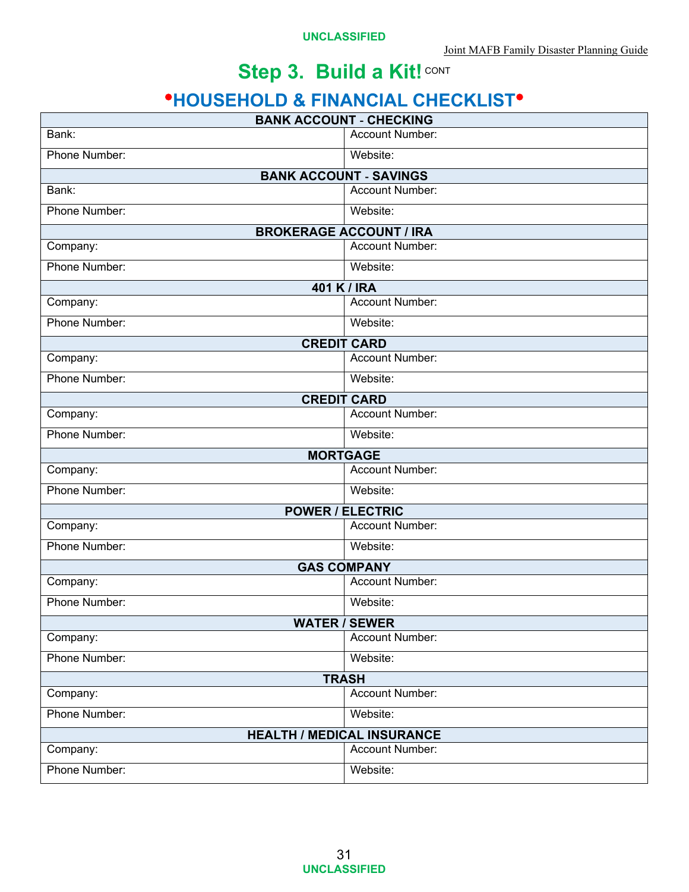## Step 3. Build a Kit! CONT

### •HOUSEHOLD & FINANCIAL CHECKLIST•

| BANK ACCOUNT - CHECKING | |
|---|---|
| Bank: | Account Number: |
| Phone Number: | Website: |
| **BANK ACCOUNT - SAVINGS** | |
| Bank: | Account Number: |
| Phone Number: | Website: |
| **BROKERAGE ACCOUNT / IRA** | |
| Company: | Account Number: |
| Phone Number: | Website: |
| **401 K / IRA** | |
| Company: | Account Number: |
| Phone Number: | Website: |
| **CREDIT CARD** | |
| Company: | Account Number: |
| Phone Number: | Website: |
| **CREDIT CARD** | |
| Company: | Account Number: |
| Phone Number: | Website: |
| **MORTGAGE** | |
| Company: | Account Number: |
| Phone Number: | Website: |
| **POWER / ELECTRIC** | |
| Company: | Account Number: |
| Phone Number: | Website: |
| **GAS COMPANY** | |
| Company: | Account Number: |
| Phone Number: | Website: |
| **WATER / SEWER** | |
| Company: | Account Number: |
| Phone Number: | Website: |
| **TRASH** | |
| Company: | Account Number: |
| Phone Number: | Website: |
| **HEALTH / MEDICAL INSURANCE** | |
| Company: | Account Number: |
| Phone Number: | Website: |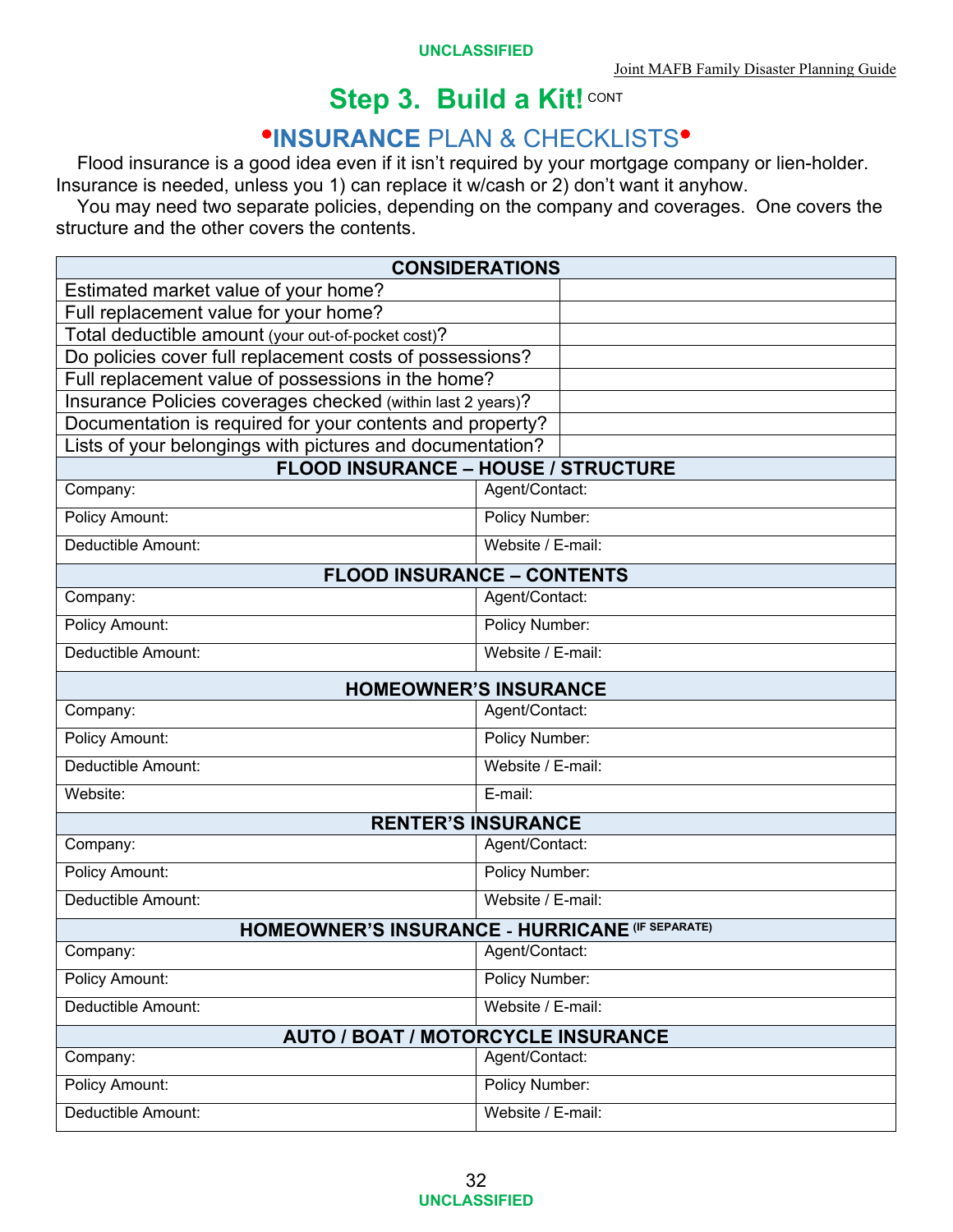# Step 3. Build a Kit! CONT

## •INSURANCE PLAN & CHECKLISTS•

Flood insurance is a good idea even if it isn't required by your mortgage company or lien-holder. Insurance is needed, unless you 1) can replace it w/cash or 2) don't want it anyhow.

You may need two separate policies, depending on the company and coverages. One covers the structure and the other covers the contents.

| CONSIDERATIONS | |
|---|---|
| Estimated market value of your home? | |
| Full replacement value for your home? | |
| Total deductible amount (your out-of-pocket cost)? | |
| Do policies cover full replacement costs of possessions? | |
| Full replacement value of possessions in the home? | |
| Insurance Policies coverages checked (within last 2 years)? | |
| Documentation is required for your contents and property? | |
| Lists of your belongings with pictures and documentation? | |

| FLOOD INSURANCE – HOUSE / STRUCTURE | |
|---|---|
| Company: | Agent/Contact: |
| Policy Amount: | Policy Number: |
| Deductible Amount: | Website / E-mail: |

| FLOOD INSURANCE – CONTENTS | |
|---|---|
| Company: | Agent/Contact: |
| Policy Amount: | Policy Number: |
| Deductible Amount: | Website / E-mail: |

| HOMEOWNER'S INSURANCE | |
|---|---|
| Company: | Agent/Contact: |
| Policy Amount: | Policy Number: |
| Deductible Amount: | Website / E-mail: |
| Website: | E-mail: |

| RENTER'S INSURANCE | |
|---|---|
| Company: | Agent/Contact: |
| Policy Amount: | Policy Number: |
| Deductible Amount: | Website / E-mail: |

| HOMEOWNER'S INSURANCE - HURRICANE (IF SEPARATE) | |
|---|---|
| Company: | Agent/Contact: |
| Policy Amount: | Policy Number: |
| Deductible Amount: | Website / E-mail: |

| AUTO / BOAT / MOTORCYCLE INSURANCE | |
|---|---|
| Company: | Agent/Contact: |
| Policy Amount: | Policy Number: |
| Deductible Amount: | Website / E-mail: |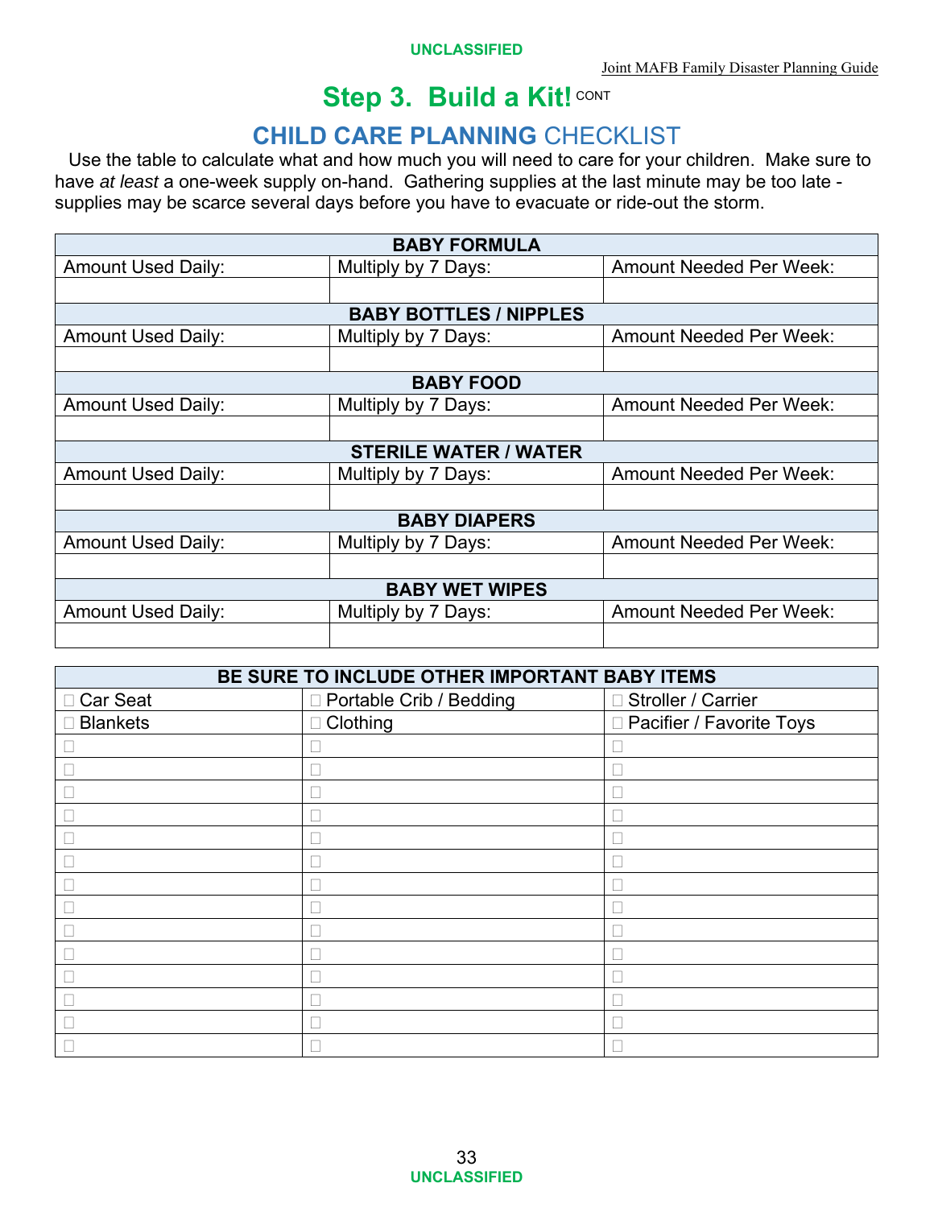# Step 3. Build a Kit! CONT

## CHILD CARE PLANNING CHECKLIST

Use the table to calculate what and how much you will need to care for your children. Make sure to have *at least* a one-week supply on-hand. Gathering supplies at the last minute may be too late - supplies may be scarce several days before you have to evacuate or ride-out the storm.

| BABY FORMULA | | |
|---|---|---|
| Amount Used Daily: | Multiply by 7 Days: | Amount Needed Per Week: |
| | | |
| **BABY BOTTLES / NIPPLES** | | |
| Amount Used Daily: | Multiply by 7 Days: | Amount Needed Per Week: |
| | | |
| **BABY FOOD** | | |
| Amount Used Daily: | Multiply by 7 Days: | Amount Needed Per Week: |
| | | |
| **STERILE WATER / WATER** | | |
| Amount Used Daily: | Multiply by 7 Days: | Amount Needed Per Week: |
| | | |
| **BABY DIAPERS** | | |
| Amount Used Daily: | Multiply by 7 Days: | Amount Needed Per Week: |
| | | |
| **BABY WET WIPES** | | |
| Amount Used Daily: | Multiply by 7 Days: | Amount Needed Per Week: |
| | | |

| BE SURE TO INCLUDE OTHER IMPORTANT BABY ITEMS | | |
|---|---|---|
| ☐ Car Seat | ☐ Portable Crib / Bedding | ☐ Stroller / Carrier |
| ☐ Blankets | ☐ Clothing | ☐ Pacifier / Favorite Toys |
| ☐ | ☐ | ☐ |
| ☐ | ☐ | ☐ |
| ☐ | ☐ | ☐ |
| ☐ | ☐ | ☐ |
| ☐ | ☐ | ☐ |
| ☐ | ☐ | ☐ |
| ☐ | ☐ | ☐ |
| ☐ | ☐ | ☐ |
| ☐ | ☐ | ☐ |
| ☐ | ☐ | ☐ |
| ☐ | ☐ | ☐ |
| ☐ | ☐ | ☐ |
| ☐ | ☐ | ☐ |
| ☐ | ☐ | ☐ |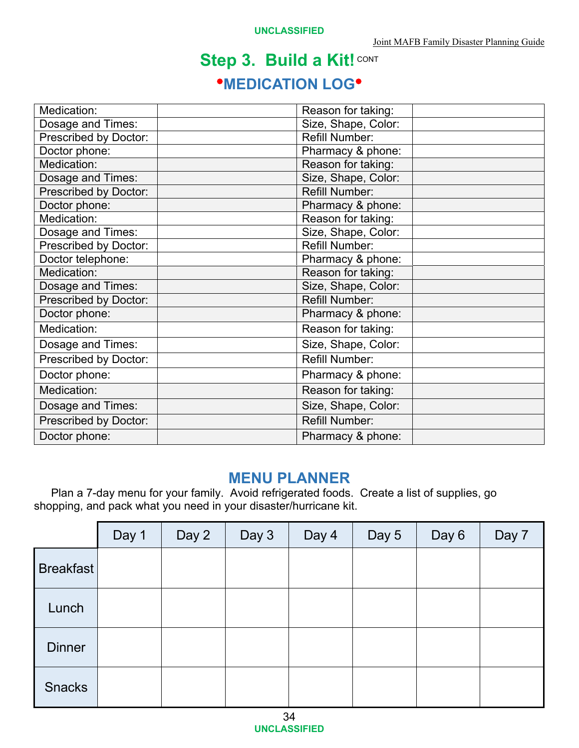# Step 3. Build a Kit! CONT

## •MEDICATION LOG•

| | | | |
|---|---|---|---|
| Medication: | | Reason for taking: | |
| Dosage and Times: | | Size, Shape, Color: | |
| Prescribed by Doctor: | | Refill Number: | |
| Doctor phone: | | Pharmacy & phone: | |
| Medication: | | Reason for taking: | |
| Dosage and Times: | | Size, Shape, Color: | |
| Prescribed by Doctor: | | Refill Number: | |
| Doctor phone: | | Pharmacy & phone: | |
| Medication: | | Reason for taking: | |
| Dosage and Times: | | Size, Shape, Color: | |
| Prescribed by Doctor: | | Refill Number: | |
| Doctor telephone: | | Pharmacy & phone: | |
| Medication: | | Reason for taking: | |
| Dosage and Times: | | Size, Shape, Color: | |
| Prescribed by Doctor: | | Refill Number: | |
| Doctor phone: | | Pharmacy & phone: | |
| Medication: | | Reason for taking: | |
| Dosage and Times: | | Size, Shape, Color: | |
| Prescribed by Doctor: | | Refill Number: | |
| Doctor phone: | | Pharmacy & phone: | |
| Medication: | | Reason for taking: | |
| Dosage and Times: | | Size, Shape, Color: | |
| Prescribed by Doctor: | | Refill Number: | |
| Doctor phone: | | Pharmacy & phone: | |

## MENU PLANNER

Plan a 7-day menu for your family. Avoid refrigerated foods. Create a list of supplies, go shopping, and pack what you need in your disaster/hurricane kit.

| | Day 1 | Day 2 | Day 3 | Day 4 | Day 5 | Day 6 | Day 7 |
|---|---|---|---|---|---|---|---|
| Breakfast | | | | | | | |
| Lunch | | | | | | | |
| Dinner | | | | | | | |
| Snacks | | | | | | | |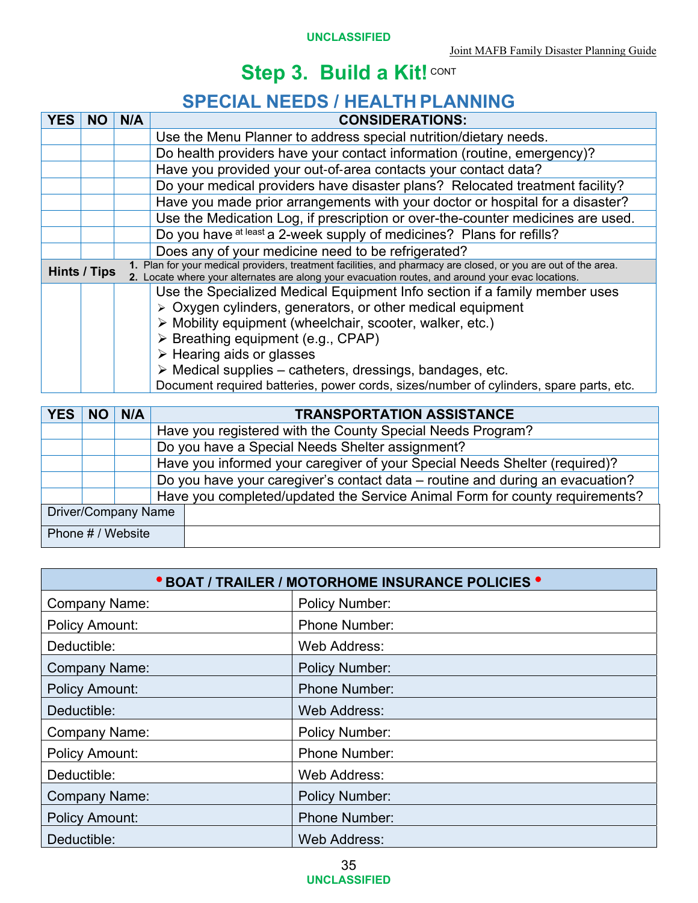# Step 3. Build a Kit! CONT

## SPECIAL NEEDS / HEALTH PLANNING

| YES | NO | N/A | CONSIDERATIONS: |
|---|---|---|---|
| | | | Use the Menu Planner to address special nutrition/dietary needs. |
| | | | Do health providers have your contact information (routine, emergency)? |
| | | | Have you provided your out-of-area contacts your contact data? |
| | | | Do your medical providers have disaster plans? Relocated treatment facility? |
| | | | Have you made prior arrangements with your doctor or hospital for a disaster? |
| | | | Use the Medication Log, if prescription or over-the-counter medicines are used. |
| | | | Do you have at least a 2-week supply of medicines? Plans for refills? |
| | | | Does any of your medicine need to be refrigerated? |
| **Hints / Tips** | | | 1. Plan for your medical providers, treatment facilities, and pharmacy are closed, or you are out of the area. 2. Locate where your alternates are along your evacuation routes, and around your evac locations. |
| | | | Use the Specialized Medical Equipment Info section if a family member uses ➢ Oxygen cylinders, generators, or other medical equipment ➢ Mobility equipment (wheelchair, scooter, walker, etc.) ➢ Breathing equipment (e.g., CPAP) ➢ Hearing aids or glasses ➢ Medical supplies – catheters, dressings, bandages, etc. Document required batteries, power cords, sizes/number of cylinders, spare parts, etc. |

| YES | NO | N/A | TRANSPORTATION ASSISTANCE |
|---|---|---|---|
| | | | Have you registered with the County Special Needs Program? |
| | | | Do you have a Special Needs Shelter assignment? |
| | | | Have you informed your caregiver of your Special Needs Shelter (required)? |
| | | | Do you have your caregiver's contact data – routine and during an evacuation? |
| | | | Have you completed/updated the Service Animal Form for county requirements? |
| Driver/Company Name | | | |
| Phone # / Website | | | |

| • BOAT / TRAILER / MOTORHOME INSURANCE POLICIES • | |
|---|---|
| Company Name: | Policy Number: |
| Policy Amount: | Phone Number: |
| Deductible: | Web Address: |
| Company Name: | Policy Number: |
| Policy Amount: | Phone Number: |
| Deductible: | Web Address: |
| Company Name: | Policy Number: |
| Policy Amount: | Phone Number: |
| Deductible: | Web Address: |
| Company Name: | Policy Number: |
| Policy Amount: | Phone Number: |
| Deductible: | Web Address: |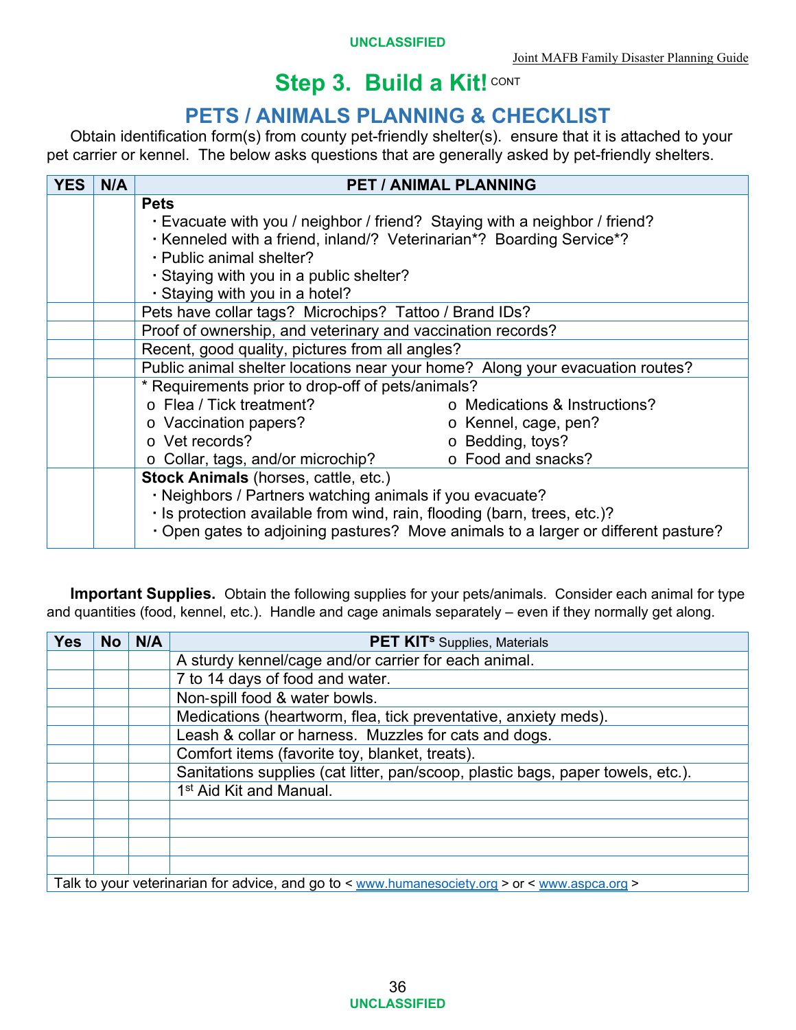## Step 3. Build a Kit! CONT

## PETS / ANIMALS PLANNING & CHECKLIST

Obtain identification form(s) from county pet-friendly shelter(s). ensure that it is attached to your pet carrier or kennel. The below asks questions that are generally asked by pet-friendly shelters.

| YES | N/A | PET / ANIMAL PLANNING |
|---|---|---|
| | | **Pets**<br>· Evacuate with you / neighbor / friend? Staying with a neighbor / friend?<br>· Kenneled with a friend, inland/? Veterinarian*? Boarding Service*?<br>· Public animal shelter?<br>· Staying with you in a public shelter?<br>· Staying with you in a hotel? |
| | | Pets have collar tags? Microchips? Tattoo / Brand IDs? |
| | | Proof of ownership, and veterinary and vaccination records? |
| | | Recent, good quality, pictures from all angles? |
| | | Public animal shelter locations near your home? Along your evacuation routes? |
| | | * Requirements prior to drop-off of pets/animals?<br>o Flea / Tick treatment?<br>o Vaccination papers?<br>o Vet records?<br>o Collar, tags, and/or microchip?<br>o Medications & Instructions?<br>o Kennel, cage, pen?<br>o Bedding, toys?<br>o Food and snacks? |
| | | **Stock Animals** (horses, cattle, etc.)<br>· Neighbors / Partners watching animals if you evacuate?<br>· Is protection available from wind, rain, flooding (barn, trees, etc.)?<br>· Open gates to adjoining pastures? Move animals to a larger or different pasture? |

**Important Supplies.** Obtain the following supplies for your pets/animals. Consider each animal for type and quantities (food, kennel, etc.). Handle and cage animals separately – even if they normally get along.

| Yes | No | N/A | PET KITs Supplies, Materials |
|---|---|---|---|
| | | | A sturdy kennel/cage and/or carrier for each animal. |
| | | | 7 to 14 days of food and water. |
| | | | Non-spill food & water bowls. |
| | | | Medications (heartworm, flea, tick preventative, anxiety meds). |
| | | | Leash & collar or harness. Muzzles for cats and dogs. |
| | | | Comfort items (favorite toy, blanket, treats). |
| | | | Sanitations supplies (cat litter, pan/scoop, plastic bags, paper towels, etc.). |
| | | | 1st Aid Kit and Manual. |
| | | | |
| | | | |
| | | | |
| | | | |

Talk to your veterinarian for advice, and go to < www.humanesociety.org > or < www.aspca.org >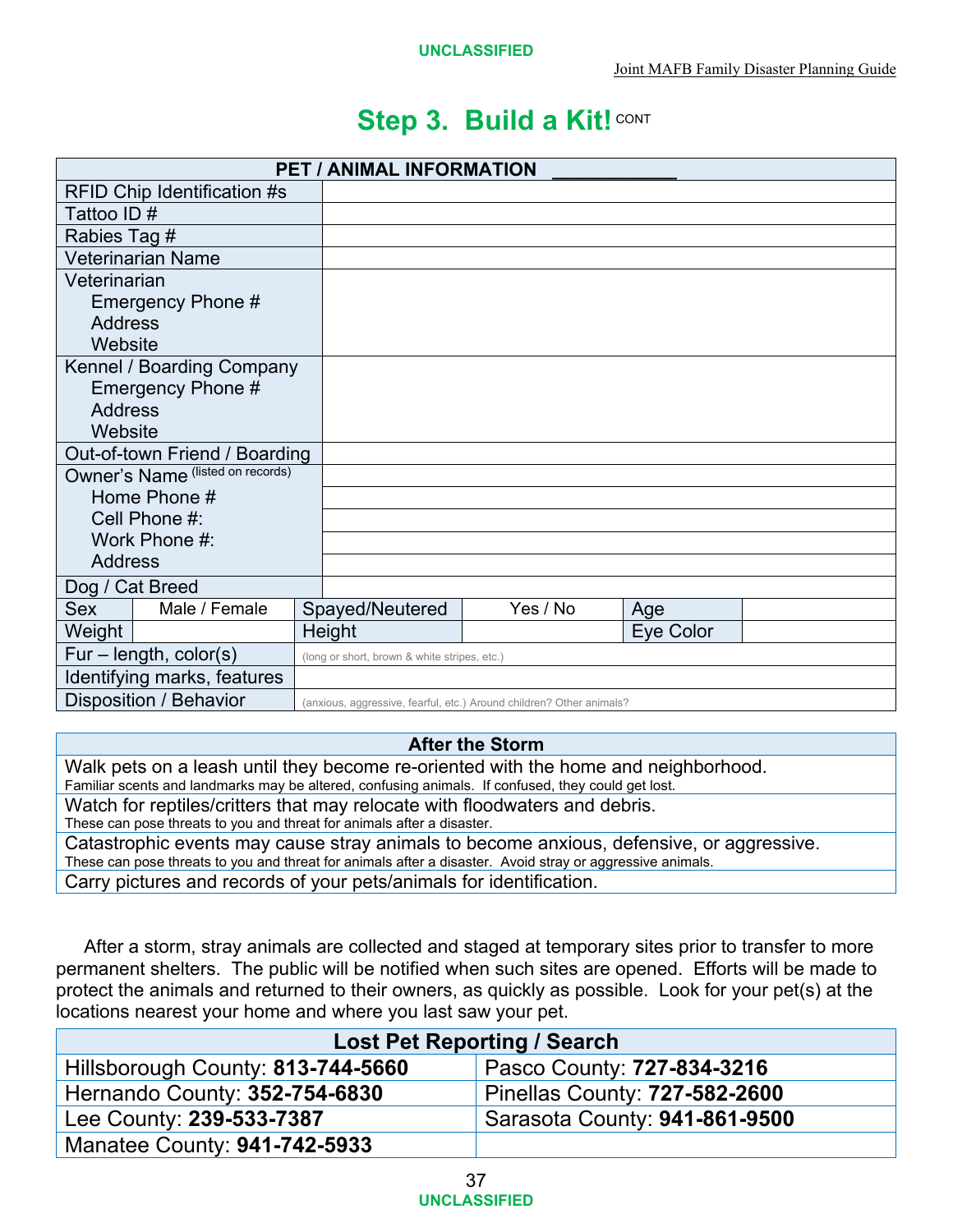## Step 3. Build a Kit! CONT

| PET / ANIMAL INFORMATION ____________ | | | | | |
|---|---|---|---|---|---|
| RFID Chip Identification #s | | | | | |
| Tattoo ID # | | | | | |
| Rabies Tag # | | | | | |
| Veterinarian Name | | | | | |
| Veterinarian<br>Emergency Phone #<br>Address<br>Website | | | | | |
| Kennel / Boarding Company<br>Emergency Phone #<br>Address<br>Website | | | | | |
| Out-of-town Friend / Boarding | | | | | |
| Owner's Name (listed on records) | | | | | |
| Home Phone # | | | | | |
| Cell Phone #: | | | | | |
| Work Phone #: | | | | | |
| Address | | | | | |
| Dog / Cat Breed | | | | | |
| Sex | Male / Female | Spayed/Neutered | Yes / No | Age | |
| Weight | | Height | | Eye Color | |
| Fur – length, color(s) | (long or short, brown & white stripes, etc.) | | | | |
| Identifying marks, features | | | | | |
| Disposition / Behavior | (anxious, aggressive, fearful, etc.) Around children? Other animals? | | | | |

| After the Storm |
|---|
| Walk pets on a leash until they become re-oriented with the home and neighborhood.<br>Familiar scents and landmarks may be altered, confusing animals. If confused, they could get lost. |
| Watch for reptiles/critters that may relocate with floodwaters and debris.<br>These can pose threats to you and threat for animals after a disaster. |
| Catastrophic events may cause stray animals to become anxious, defensive, or aggressive.<br>These can pose threats to you and threat for animals after a disaster. Avoid stray or aggressive animals. |
| Carry pictures and records of your pets/animals for identification. |

After a storm, stray animals are collected and staged at temporary sites prior to transfer to more permanent shelters. The public will be notified when such sites are opened. Efforts will be made to protect the animals and returned to their owners, as quickly as possible. Look for your pet(s) at the locations nearest your home and where you last saw your pet.

| Lost Pet Reporting / Search | |
|---|---|
| Hillsborough County: **813-744-5660** | Pasco County: **727-834-3216** |
| Hernando County: **352-754-6830** | Pinellas County: **727-582-2600** |
| Lee County: **239-533-7387** | Sarasota County: **941-861-9500** |
| Manatee County: **941-742-5933** | |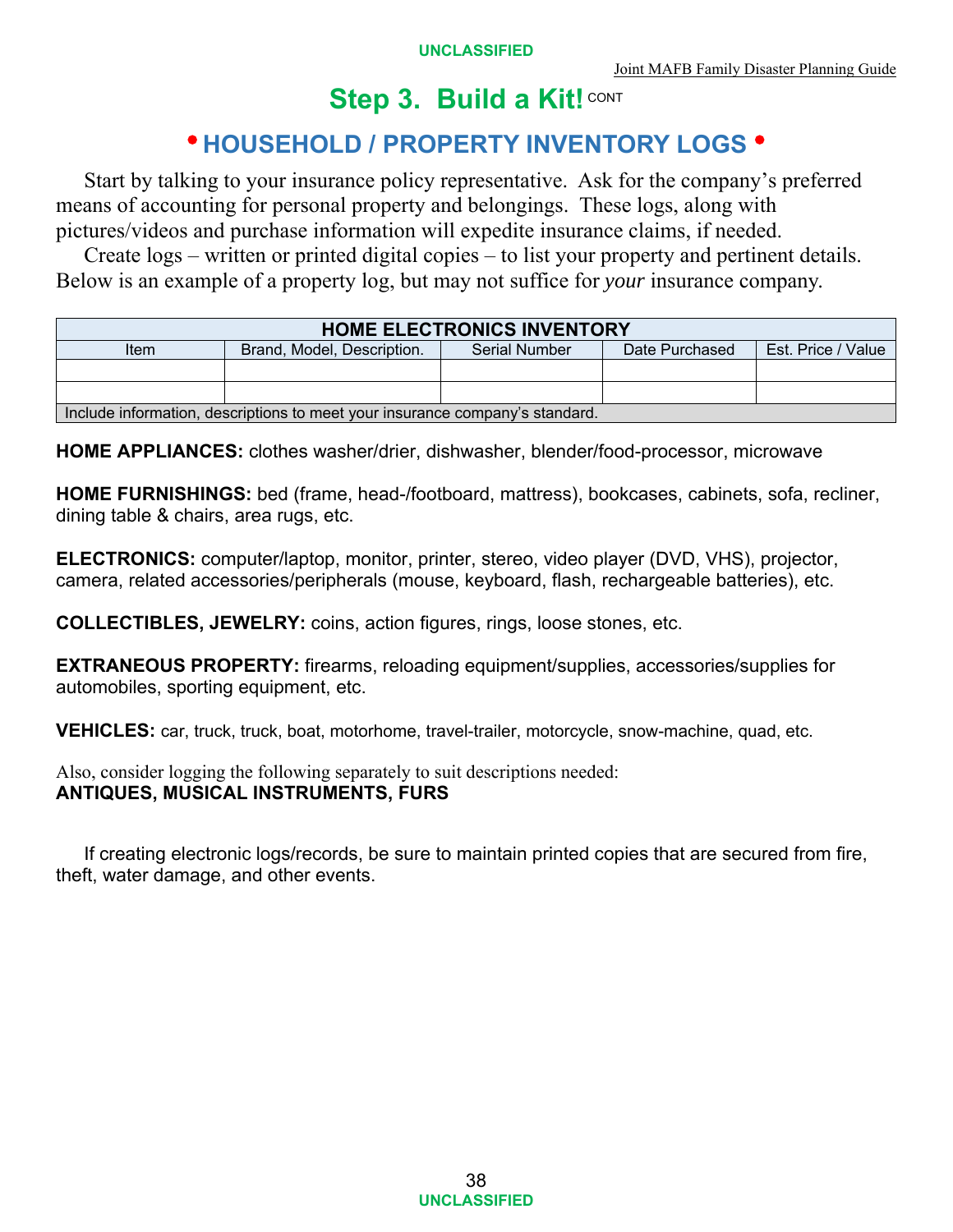# Step 3. Build a Kit! CONT

## • HOUSEHOLD / PROPERTY INVENTORY LOGS •

Start by talking to your insurance policy representative. Ask for the company's preferred means of accounting for personal property and belongings. These logs, along with pictures/videos and purchase information will expedite insurance claims, if needed.

Create logs – written or printed digital copies – to list your property and pertinent details. Below is an example of a property log, but may not suffice for *your* insurance company.

| HOME ELECTRONICS INVENTORY | | | | |
|---|---|---|---|---|
| Item | Brand, Model, Description. | Serial Number | Date Purchased | Est. Price / Value |
| | | | | |
| | | | | |
| Include information, descriptions to meet your insurance company's standard. | | | | |

**HOME APPLIANCES:** clothes washer/drier, dishwasher, blender/food-processor, microwave

**HOME FURNISHINGS:** bed (frame, head-/footboard, mattress), bookcases, cabinets, sofa, recliner, dining table & chairs, area rugs, etc.

**ELECTRONICS:** computer/laptop, monitor, printer, stereo, video player (DVD, VHS), projector, camera, related accessories/peripherals (mouse, keyboard, flash, rechargeable batteries), etc.

**COLLECTIBLES, JEWELRY:** coins, action figures, rings, loose stones, etc.

**EXTRANEOUS PROPERTY:** firearms, reloading equipment/supplies, accessories/supplies for automobiles, sporting equipment, etc.

**VEHICLES:** car, truck, truck, boat, motorhome, travel-trailer, motorcycle, snow-machine, quad, etc.

Also, consider logging the following separately to suit descriptions needed:
**ANTIQUES, MUSICAL INSTRUMENTS, FURS**

If creating electronic logs/records, be sure to maintain printed copies that are secured from fire, theft, water damage, and other events.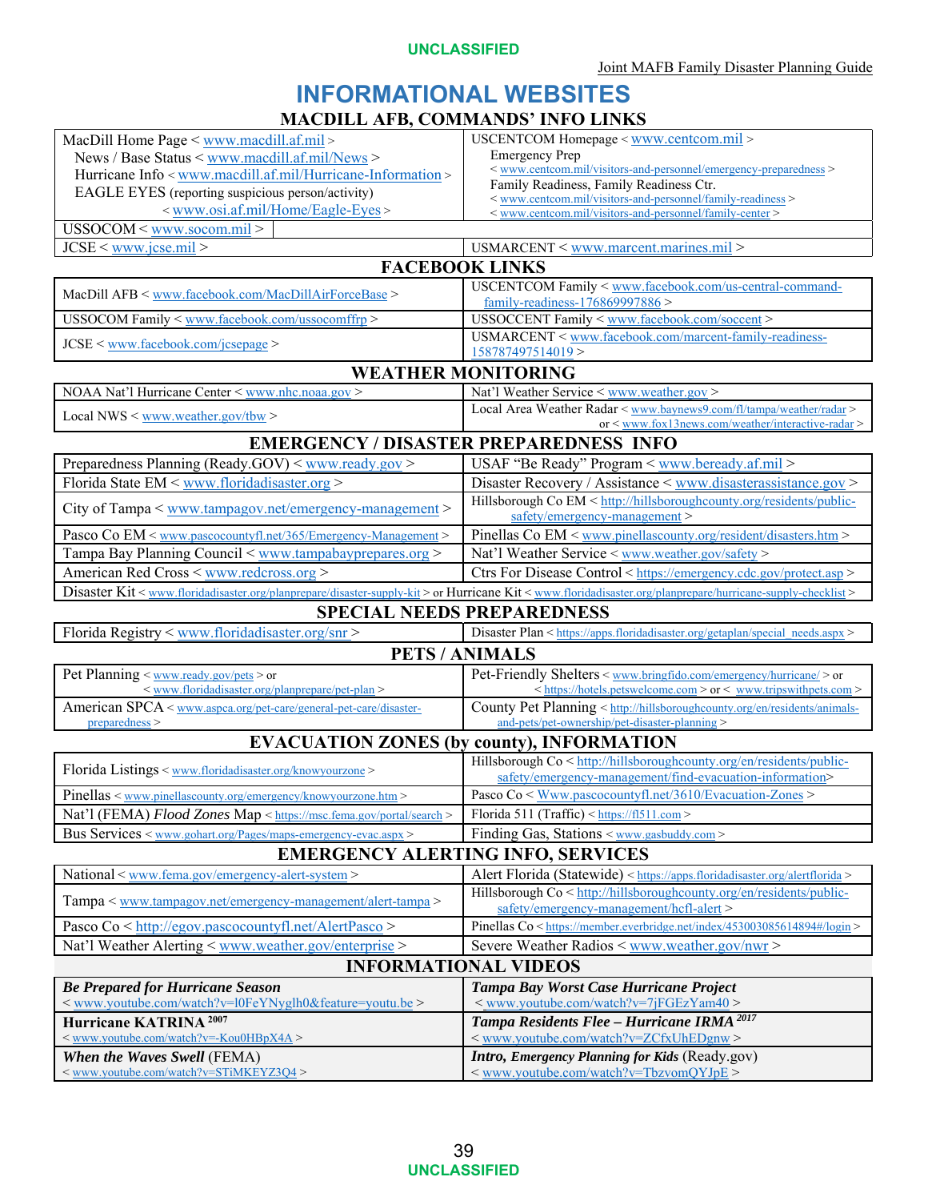# INFORMATIONAL WEBSITES

## MACDILL AFB, COMMANDS' INFO LINKS

| | |
|---|---|
| MacDill Home Page < www.macdill.af.mil ><br>News / Base Status < www.macdill.af.mil/News ><br>Hurricane Info < www.macdill.af.mil/Hurricane-Information ><br>EAGLE EYES (reporting suspicious person/activity) < www.osi.af.mil/Home/Eagle-Eyes > | USCENTCOM Homepage < www.centcom.mil ><br>Emergency Prep < www.centcom.mil/visitors-and-personnel/emergency-preparedness ><br>Family Readiness, Family Readiness Ctr. < www.centcom.mil/visitors-and-personnel/family-readiness > < www.centcom.mil/visitors-and-personnel/family-center > |
| USSOCOM < www.socom.mil > | |
| JCSE < www.jcse.mil > | USMARCENT < www.marcent.marines.mil > |

## FACEBOOK LINKS

| | |
|---|---|
| MacDill AFB < www.facebook.com/MacDillAirForceBase > | USCENTCOM Family < www.facebook.com/us-central-command-family-readiness-176869997886 > |
| USSOCOM Family < www.facebook.com/ussocomffrp > | USSOCCENT Family < www.facebook.com/soccent > |
| JCSE < www.facebook.com/jcsepage > | USMARCENT < www.facebook.com/marcent-family-readiness-158787497514019 > |

## WEATHER MONITORING

| | |
|---|---|
| NOAA Nat'l Hurricane Center < www.nhc.noaa.gov > | Nat'l Weather Service < www.weather.gov > |
| Local NWS < www.weather.gov/tbw > | Local Area Weather Radar < www.baynews9.com/fl/tampa/weather/radar > or < www.fox13news.com/weather/interactive-radar > |

## EMERGENCY / DISASTER PREPAREDNESS INFO

| | |
|---|---|
| Preparedness Planning (Ready.GOV) < www.ready.gov > | USAF "Be Ready" Program < www.beready.af.mil > |
| Florida State EM < www.floridadisaster.org > | Disaster Recovery / Assistance < www.disasterassistance.gov > |
| City of Tampa < www.tampagov.net/emergency-management > | Hillsborough Co EM < http://hillsboroughcounty.org/residents/public-safety/emergency-management > |
| Pasco Co EM < www.pascocountyfl.net/365/Emergency-Management > | Pinellas Co EM < www.pinellascounty.org/resident/disasters.htm > |
| Tampa Bay Planning Council < www.tampabayprepares.org > | Nat'l Weather Service < www.weather.gov/safety > |
| American Red Cross < www.redcross.org > | Ctrs For Disease Control < https://emergency.cdc.gov/protect.asp > |
| Disaster Kit < www.floridadisaster.org/planprepare/disaster-supply-kit > or Hurricane Kit < www.floridadisaster.org/planprepare/hurricane-supply-checklist > | |

## SPECIAL NEEDS PREPAREDNESS

| | |
|---|---|
| Florida Registry < www.floridadisaster.org/snr > | Disaster Plan < https://apps.floridadisaster.org/getaplan/special_needs.aspx > |

## PETS / ANIMALS

| | |
|---|---|
| Pet Planning < www.ready.gov/pets > or < www.floridadisaster.org/planprepare/pet-plan > | Pet-Friendly Shelters < www.bringfido.com/emergency/hurricane/ > or < https://hotels.petswelcome.com > or < www.tripswithpets.com > |
| American SPCA < www.aspca.org/pet-care/general-pet-care/disaster-preparedness > | County Pet Planning < http://hillsboroughcounty.org/en/residents/animals-and-pets/pet-ownership/pet-disaster-planning > |

## EVACUATION ZONES (by county), INFORMATION

| | |
|---|---|
| Florida Listings < www.floridadisaster.org/knowyourzone > | Hillsborough Co < http://hillsboroughcounty.org/en/residents/public-safety/emergency-management/find-evacuation-information> |
| Pinellas < www.pinellascounty.org/emergency/knowyourzone.htm > | Pasco Co < Www.pascocountyfl.net/3610/Evacuation-Zones > |
| Nat'l (FEMA) *Flood Zones* Map < https://msc.fema.gov/portal/search > | Florida 511 (Traffic) < https://fl511.com > |
| Bus Services < www.gohart.org/Pages/maps-emergency-evac.aspx > | Finding Gas, Stations < www.gasbuddy.com > |

## EMERGENCY ALERTING INFO, SERVICES

| | |
|---|---|
| National < www.fema.gov/emergency-alert-system > | Alert Florida (Statewide) < https://apps.floridadisaster.org/alertflorida > |
| Tampa < www.tampagov.net/emergency-management/alert-tampa > | Hillsborough Co < http://hillsboroughcounty.org/en/residents/public-safety/emergency-management/hcfl-alert > |
| Pasco Co < http://egov.pascocountyfl.net/AlertPasco > | Pinellas Co < https://member.everbridge.net/index/453003085614894#/login > |
| Nat'l Weather Alerting < www.weather.gov/enterprise > | Severe Weather Radios < www.weather.gov/nwr > |

## INFORMATIONAL VIDEOS

| | |
|---|---|
| ***Be Prepared for Hurricane Season***<br>< www.youtube.com/watch?v=l0FeYNyglh0&feature=youtu.be > | ***Tampa Bay Worst Case Hurricane Project***<br>< www.youtube.com/watch?v=7jFGEzYam40 > |
| **Hurricane KATRINA** 2007<br>< www.youtube.com/watch?v=-Kou0HBpX4A > | ***Tampa Residents Flee – Hurricane IRMA*** 2017<br>< www.youtube.com/watch?v=ZCfxUhEDgnw > |
| ***When the Waves Swell*** (FEMA)<br>< www.youtube.com/watch?v=STiMKEYZ3Q4 > | ***Intro, Emergency Planning for Kids*** (Ready.gov)<br>< www.youtube.com/watch?v=TbzvomQYJpE > |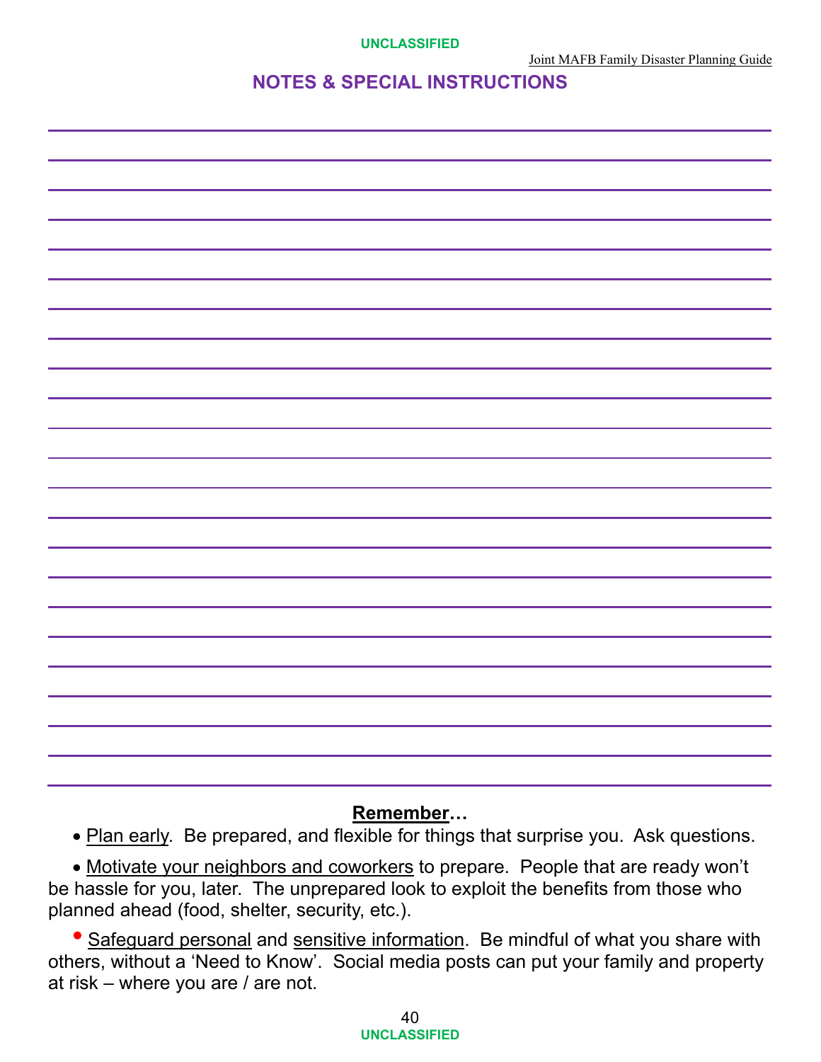UNCLASSIFIED

## NOTES & SPECIAL INSTRUCTIONS

**Remember…**

- Plan early. Be prepared, and flexible for things that surprise you. Ask questions.

- Motivate your neighbors and coworkers to prepare. People that are ready won't be hassle for you, later. The unprepared look to exploit the benefits from those who planned ahead (food, shelter, security, etc.).

- Safeguard personal and sensitive information. Be mindful of what you share with others, without a 'Need to Know'. Social media posts can put your family and property at risk – where you are / are not.

UNCLASSIFIED